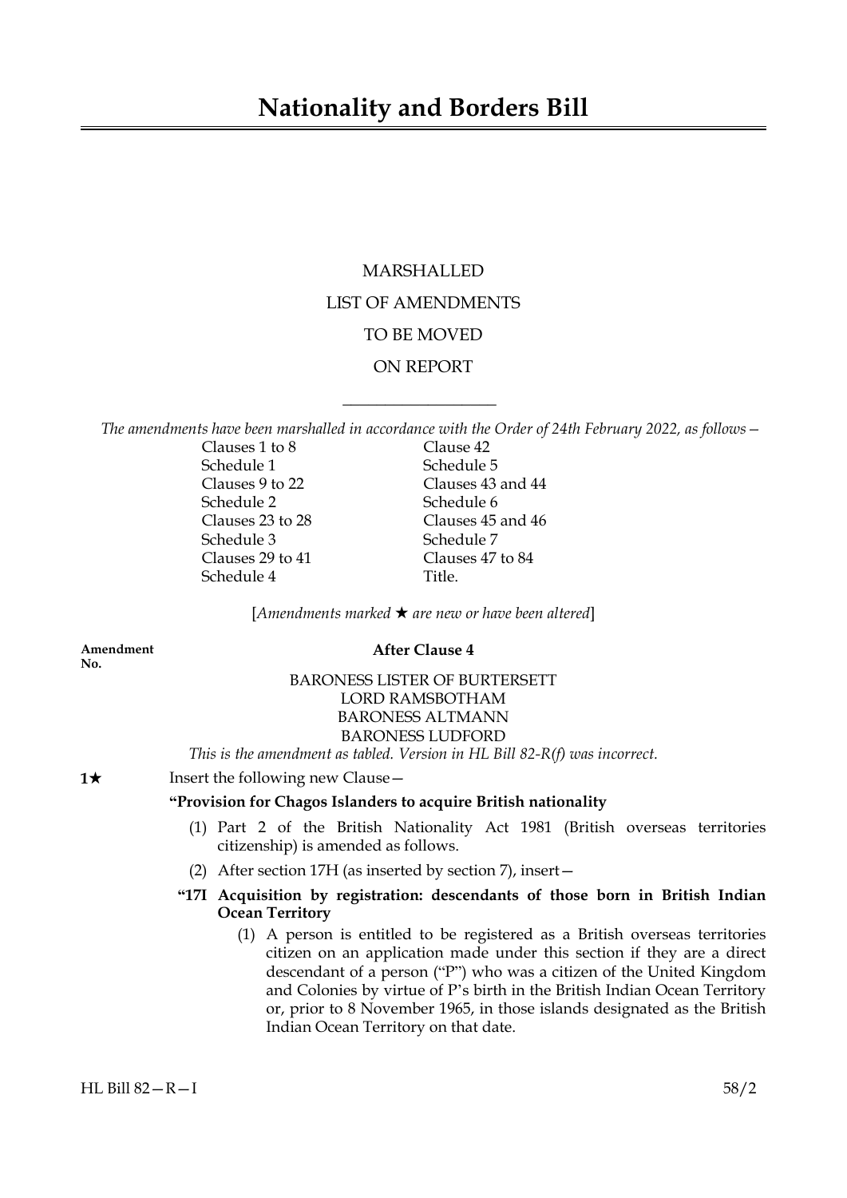# Nationality and Borders Bill

MARSHALLED

LIST OF AMENDMENTS

TO BE MOVED

ON REPORT

---

*The amendments have been marshalled in accordance with the Order of 24th February 2022, as follows—*

| | |
|---|---|
| Clauses 1 to 8 | Clause 42 |
| Schedule 1 | Schedule 5 |
| Clauses 9 to 22 | Clauses 43 and 44 |
| Schedule 2 | Schedule 6 |
| Clauses 23 to 28 | Clauses 45 and 46 |
| Schedule 3 | Schedule 7 |
| Clauses 29 to 41 | Clauses 47 to 84 |
| Schedule 4 | Title. |

[*Amendments marked ★ are new or have been altered*]

**Amendment No.**

**After Clause 4**

BARONESS LISTER OF BURTERSETT
LORD RAMSBOTHAM
BARONESS ALTMANN
BARONESS LUDFORD

*This is the amendment as tabled. Version in HL Bill 82-R(f) was incorrect.*

**1★** Insert the following new Clause—

**"Provision for Chagos Islanders to acquire British nationality**

(1) Part 2 of the British Nationality Act 1981 (British overseas territories citizenship) is amended as follows.

(2) After section 17H (as inserted by section 7), insert—

**"17I Acquisition by registration: descendants of those born in British Indian Ocean Territory**

(1) A person is entitled to be registered as a British overseas territories citizen on an application made under this section if they are a direct descendant of a person ("P") who was a citizen of the United Kingdom and Colonies by virtue of P's birth in the British Indian Ocean Territory or, prior to 8 November 1965, in those islands designated as the British Indian Ocean Territory on that date.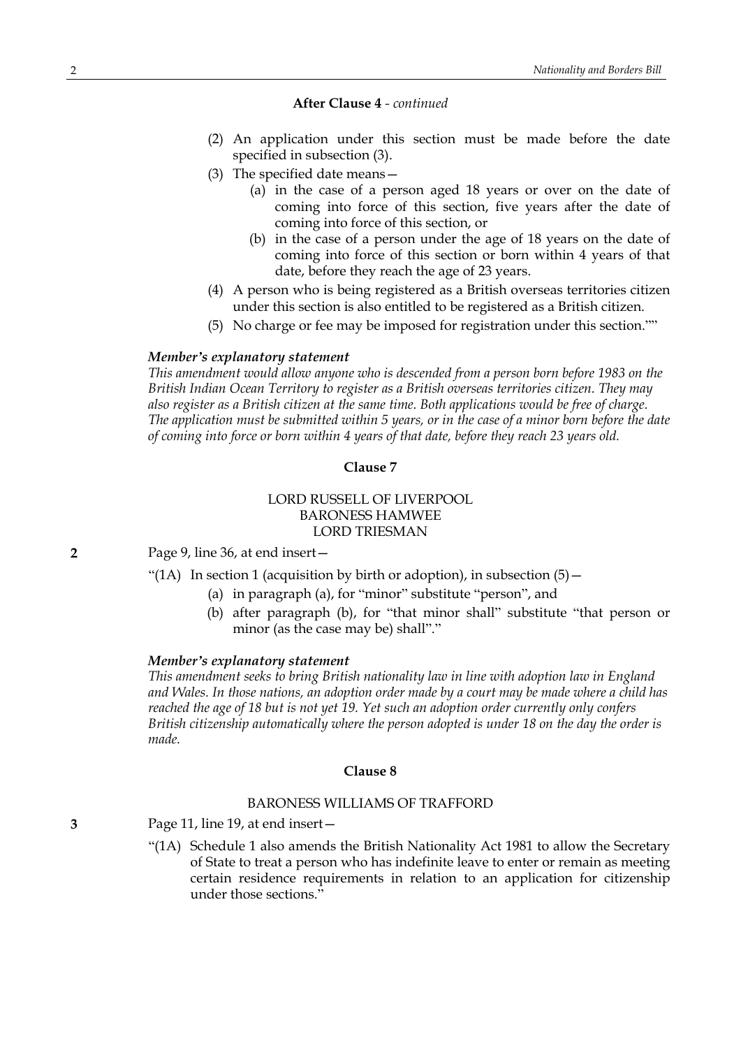**After Clause 4** - *continued*

(2) An application under this section must be made before the date specified in subsection (3).

(3) The specified date means—

(a) in the case of a person aged 18 years or over on the date of coming into force of this section, five years after the date of coming into force of this section, or

(b) in the case of a person under the age of 18 years on the date of coming into force of this section or born within 4 years of that date, before they reach the age of 23 years.

(4) A person who is being registered as a British overseas territories citizen under this section is also entitled to be registered as a British citizen.

(5) No charge or fee may be imposed for registration under this section.""

***Member's explanatory statement***

*This amendment would allow anyone who is descended from a person born before 1983 on the British Indian Ocean Territory to register as a British overseas territories citizen. They may also register as a British citizen at the same time. Both applications would be free of charge. The application must be submitted within 5 years, or in the case of a minor born before the date of coming into force or born within 4 years of that date, before they reach 23 years old.*

**Clause 7**

LORD RUSSELL OF LIVERPOOL
BARONESS HAMWEE
LORD TRIESMAN

**2** Page 9, line 36, at end insert—

"(1A) In section 1 (acquisition by birth or adoption), in subsection (5)—

(a) in paragraph (a), for "minor" substitute "person", and

(b) after paragraph (b), for "that minor shall" substitute "that person or minor (as the case may be) shall"."

***Member's explanatory statement***

*This amendment seeks to bring British nationality law in line with adoption law in England and Wales. In those nations, an adoption order made by a court may be made where a child has reached the age of 18 but is not yet 19. Yet such an adoption order currently only confers British citizenship automatically where the person adopted is under 18 on the day the order is made.*

**Clause 8**

BARONESS WILLIAMS OF TRAFFORD

**3** Page 11, line 19, at end insert—

"(1A) Schedule 1 also amends the British Nationality Act 1981 to allow the Secretary of State to treat a person who has indefinite leave to enter or remain as meeting certain residence requirements in relation to an application for citizenship under those sections."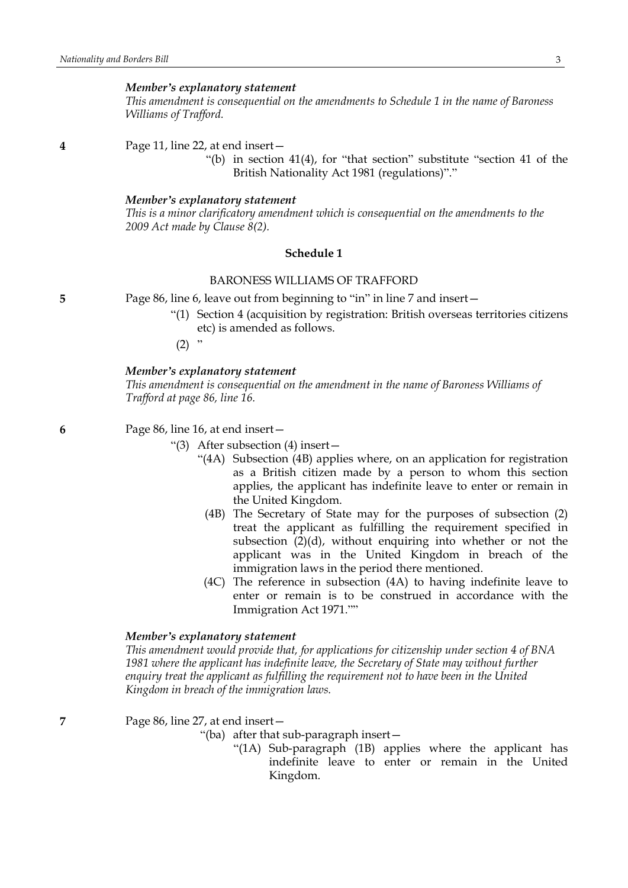*Member's explanatory statement*

*This amendment is consequential on the amendments to Schedule 1 in the name of Baroness Williams of Trafford.*

**4** Page 11, line 22, at end insert—

"(b) in section 41(4), for "that section" substitute "section 41 of the British Nationality Act 1981 (regulations)"."

*Member's explanatory statement*

*This is a minor clarificatory amendment which is consequential on the amendments to the 2009 Act made by Clause 8(2).*

## Schedule 1

### BARONESS WILLIAMS OF TRAFFORD

**5** Page 86, line 6, leave out from beginning to "in" in line 7 and insert—

"(1) Section 4 (acquisition by registration: British overseas territories citizens etc) is amended as follows.

(2) "

*Member's explanatory statement*

*This amendment is consequential on the amendment in the name of Baroness Williams of Trafford at page 86, line 16.*

**6** Page 86, line 16, at end insert—

"(3) After subsection (4) insert—

"(4A) Subsection (4B) applies where, on an application for registration as a British citizen made by a person to whom this section applies, the applicant has indefinite leave to enter or remain in the United Kingdom.

(4B) The Secretary of State may for the purposes of subsection (2) treat the applicant as fulfilling the requirement specified in subsection (2)(d), without enquiring into whether or not the applicant was in the United Kingdom in breach of the immigration laws in the period there mentioned.

(4C) The reference in subsection (4A) to having indefinite leave to enter or remain is to be construed in accordance with the Immigration Act 1971.""

*Member's explanatory statement*

*This amendment would provide that, for applications for citizenship under section 4 of BNA 1981 where the applicant has indefinite leave, the Secretary of State may without further enquiry treat the applicant as fulfilling the requirement not to have been in the United Kingdom in breach of the immigration laws.*

**7** Page 86, line 27, at end insert—

"(ba) after that sub-paragraph insert—

"(1A) Sub-paragraph (1B) applies where the applicant has indefinite leave to enter or remain in the United Kingdom.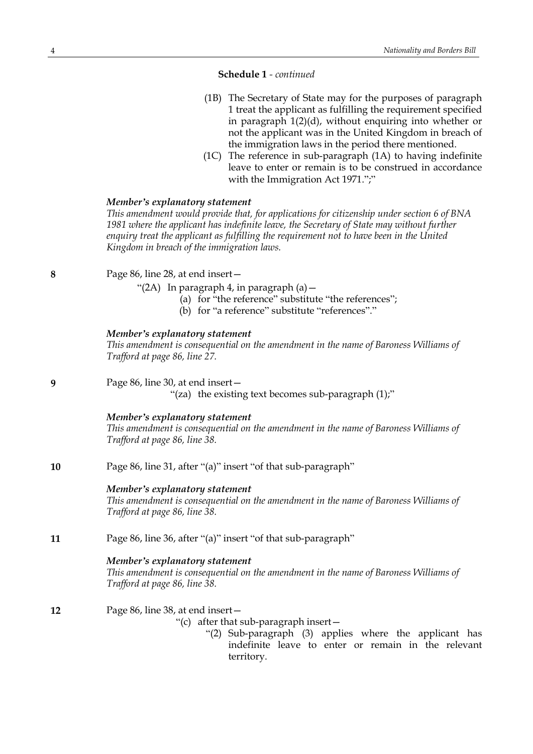**Schedule 1** - *continued*

(1B) The Secretary of State may for the purposes of paragraph 1 treat the applicant as fulfilling the requirement specified in paragraph 1(2)(d), without enquiring into whether or not the applicant was in the United Kingdom in breach of the immigration laws in the period there mentioned.

(1C) The reference in sub-paragraph (1A) to having indefinite leave to enter or remain is to be construed in accordance with the Immigration Act 1971.";"

***Member's explanatory statement***

*This amendment would provide that, for applications for citizenship under section 6 of BNA 1981 where the applicant has indefinite leave, the Secretary of State may without further enquiry treat the applicant as fulfilling the requirement not to have been in the United Kingdom in breach of the immigration laws.*

**8** Page 86, line 28, at end insert—

"(2A) In paragraph 4, in paragraph (a)—

(a) for "the reference" substitute "the references";

(b) for "a reference" substitute "references"."

***Member's explanatory statement***

*This amendment is consequential on the amendment in the name of Baroness Williams of Trafford at page 86, line 27.*

**9** Page 86, line 30, at end insert—

"(za) the existing text becomes sub-paragraph (1);"

***Member's explanatory statement***

*This amendment is consequential on the amendment in the name of Baroness Williams of Trafford at page 86, line 38.*

**10** Page 86, line 31, after "(a)" insert "of that sub-paragraph"

***Member's explanatory statement***

*This amendment is consequential on the amendment in the name of Baroness Williams of Trafford at page 86, line 38.*

**11** Page 86, line 36, after "(a)" insert "of that sub-paragraph"

***Member's explanatory statement***

*This amendment is consequential on the amendment in the name of Baroness Williams of Trafford at page 86, line 38.*

**12** Page 86, line 38, at end insert—

"(c) after that sub-paragraph insert—

"(2) Sub-paragraph (3) applies where the applicant has indefinite leave to enter or remain in the relevant territory.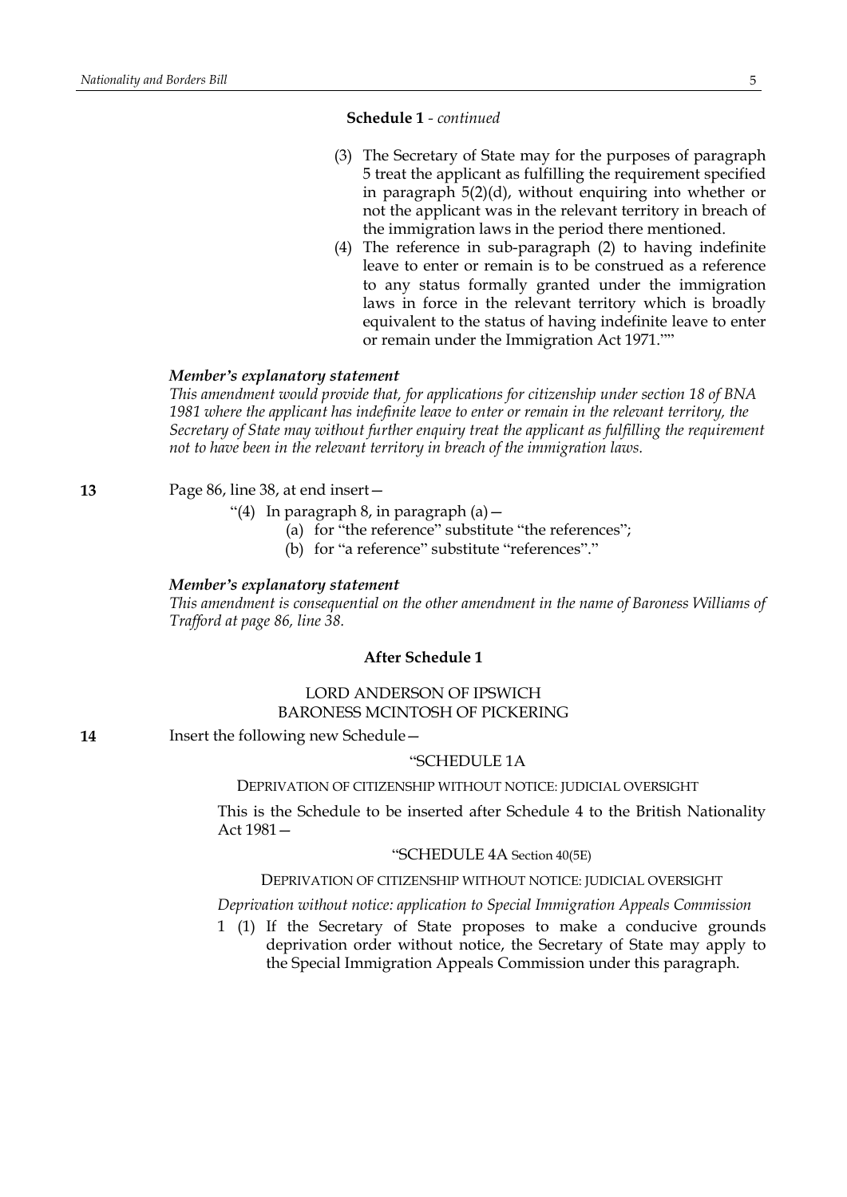**Schedule 1** - *continued*

(3) The Secretary of State may for the purposes of paragraph 5 treat the applicant as fulfilling the requirement specified in paragraph 5(2)(d), without enquiring into whether or not the applicant was in the relevant territory in breach of the immigration laws in the period there mentioned.

(4) The reference in sub-paragraph (2) to having indefinite leave to enter or remain is to be construed as a reference to any status formally granted under the immigration laws in force in the relevant territory which is broadly equivalent to the status of having indefinite leave to enter or remain under the Immigration Act 1971.""

***Member's explanatory statement***

*This amendment would provide that, for applications for citizenship under section 18 of BNA 1981 where the applicant has indefinite leave to enter or remain in the relevant territory, the Secretary of State may without further enquiry treat the applicant as fulfilling the requirement not to have been in the relevant territory in breach of the immigration laws.*

**13** Page 86, line 38, at end insert—

"(4) In paragraph 8, in paragraph (a)—

(a) for "the reference" substitute "the references";

(b) for "a reference" substitute "references"."

***Member's explanatory statement***

*This amendment is consequential on the other amendment in the name of Baroness Williams of Trafford at page 86, line 38.*

**After Schedule 1**

LORD ANDERSON OF IPSWICH
BARONESS MCINTOSH OF PICKERING

**14** Insert the following new Schedule—

"SCHEDULE 1A

DEPRIVATION OF CITIZENSHIP WITHOUT NOTICE: JUDICIAL OVERSIGHT

This is the Schedule to be inserted after Schedule 4 to the British Nationality Act 1981—

"SCHEDULE 4A Section 40(5E)

DEPRIVATION OF CITIZENSHIP WITHOUT NOTICE: JUDICIAL OVERSIGHT

*Deprivation without notice: application to Special Immigration Appeals Commission*

1 (1) If the Secretary of State proposes to make a conducive grounds deprivation order without notice, the Secretary of State may apply to the Special Immigration Appeals Commission under this paragraph.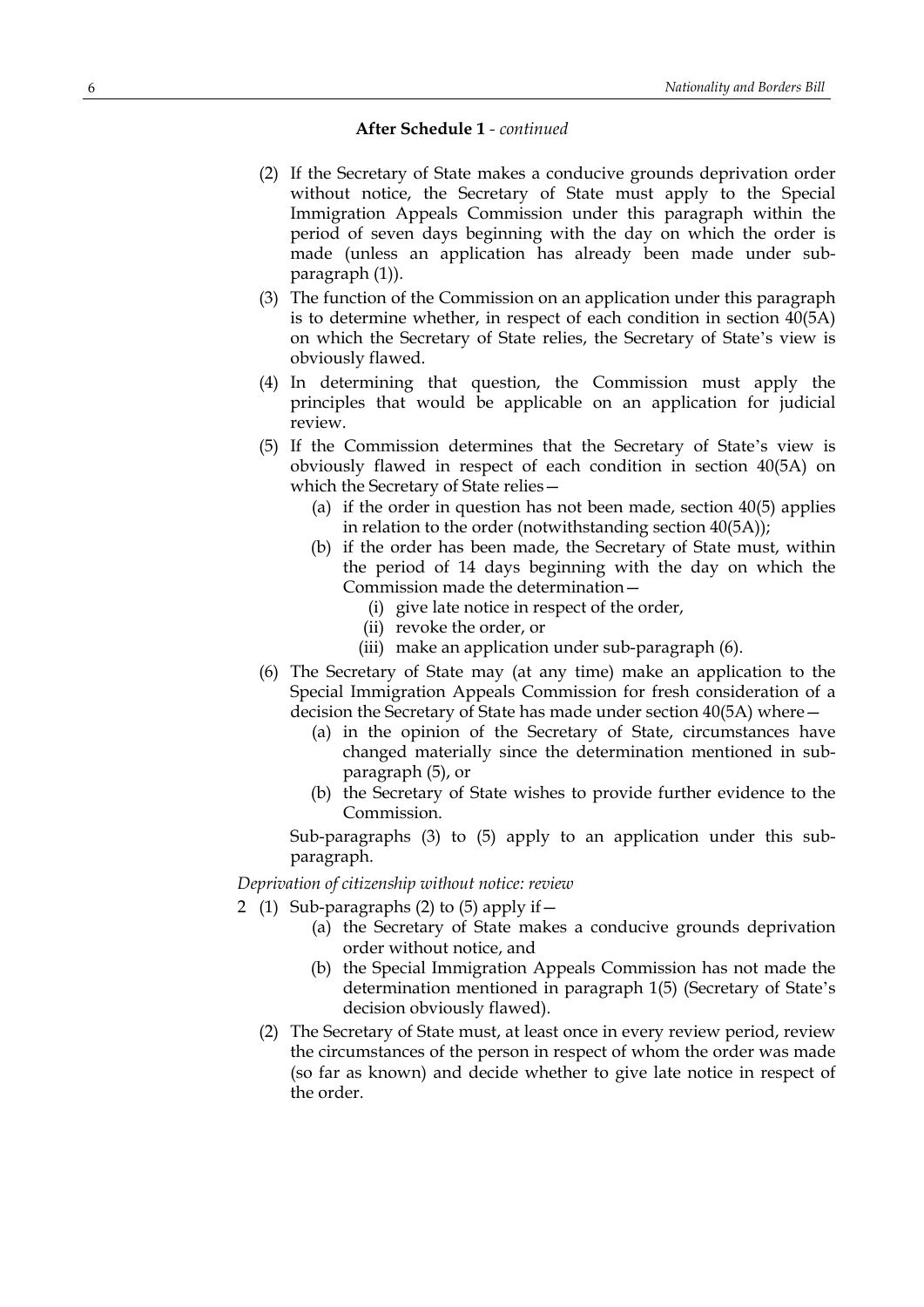**After Schedule 1** - *continued*

(2) If the Secretary of State makes a conducive grounds deprivation order without notice, the Secretary of State must apply to the Special Immigration Appeals Commission under this paragraph within the period of seven days beginning with the day on which the order is made (unless an application has already been made under sub-paragraph (1)).

(3) The function of the Commission on an application under this paragraph is to determine whether, in respect of each condition in section 40(5A) on which the Secretary of State relies, the Secretary of State's view is obviously flawed.

(4) In determining that question, the Commission must apply the principles that would be applicable on an application for judicial review.

(5) If the Commission determines that the Secretary of State's view is obviously flawed in respect of each condition in section 40(5A) on which the Secretary of State relies—

- (a) if the order in question has not been made, section 40(5) applies in relation to the order (notwithstanding section 40(5A));
- (b) if the order has been made, the Secretary of State must, within the period of 14 days beginning with the day on which the Commission made the determination—
  - (i) give late notice in respect of the order,
  - (ii) revoke the order, or
  - (iii) make an application under sub-paragraph (6).

(6) The Secretary of State may (at any time) make an application to the Special Immigration Appeals Commission for fresh consideration of a decision the Secretary of State has made under section 40(5A) where—

- (a) in the opinion of the Secretary of State, circumstances have changed materially since the determination mentioned in sub-paragraph (5), or
- (b) the Secretary of State wishes to provide further evidence to the Commission.

Sub-paragraphs (3) to (5) apply to an application under this sub-paragraph.

*Deprivation of citizenship without notice: review*

2 (1) Sub-paragraphs (2) to (5) apply if—

- (a) the Secretary of State makes a conducive grounds deprivation order without notice, and
- (b) the Special Immigration Appeals Commission has not made the determination mentioned in paragraph 1(5) (Secretary of State's decision obviously flawed).

(2) The Secretary of State must, at least once in every review period, review the circumstances of the person in respect of whom the order was made (so far as known) and decide whether to give late notice in respect of the order.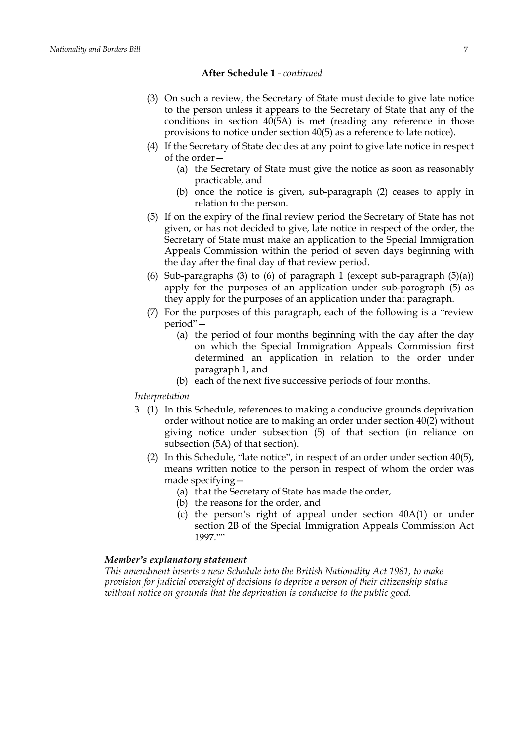**After Schedule 1** - *continued*

(3) On such a review, the Secretary of State must decide to give late notice to the person unless it appears to the Secretary of State that any of the conditions in section 40(5A) is met (reading any reference in those provisions to notice under section 40(5) as a reference to late notice).

(4) If the Secretary of State decides at any point to give late notice in respect of the order—

(a) the Secretary of State must give the notice as soon as reasonably practicable, and

(b) once the notice is given, sub-paragraph (2) ceases to apply in relation to the person.

(5) If on the expiry of the final review period the Secretary of State has not given, or has not decided to give, late notice in respect of the order, the Secretary of State must make an application to the Special Immigration Appeals Commission within the period of seven days beginning with the day after the final day of that review period.

(6) Sub-paragraphs (3) to (6) of paragraph 1 (except sub-paragraph (5)(a)) apply for the purposes of an application under sub-paragraph (5) as they apply for the purposes of an application under that paragraph.

(7) For the purposes of this paragraph, each of the following is a "review period"—

(a) the period of four months beginning with the day after the day on which the Special Immigration Appeals Commission first determined an application in relation to the order under paragraph 1, and

(b) each of the next five successive periods of four months.

*Interpretation*

3 (1) In this Schedule, references to making a conducive grounds deprivation order without notice are to making an order under section 40(2) without giving notice under subsection (5) of that section (in reliance on subsection (5A) of that section).

(2) In this Schedule, "late notice", in respect of an order under section 40(5), means written notice to the person in respect of whom the order was made specifying—

(a) that the Secretary of State has made the order,

(b) the reasons for the order, and

(c) the person's right of appeal under section 40A(1) or under section 2B of the Special Immigration Appeals Commission Act 1997.""

***Member's explanatory statement***

*This amendment inserts a new Schedule into the British Nationality Act 1981, to make provision for judicial oversight of decisions to deprive a person of their citizenship status without notice on grounds that the deprivation is conducive to the public good.*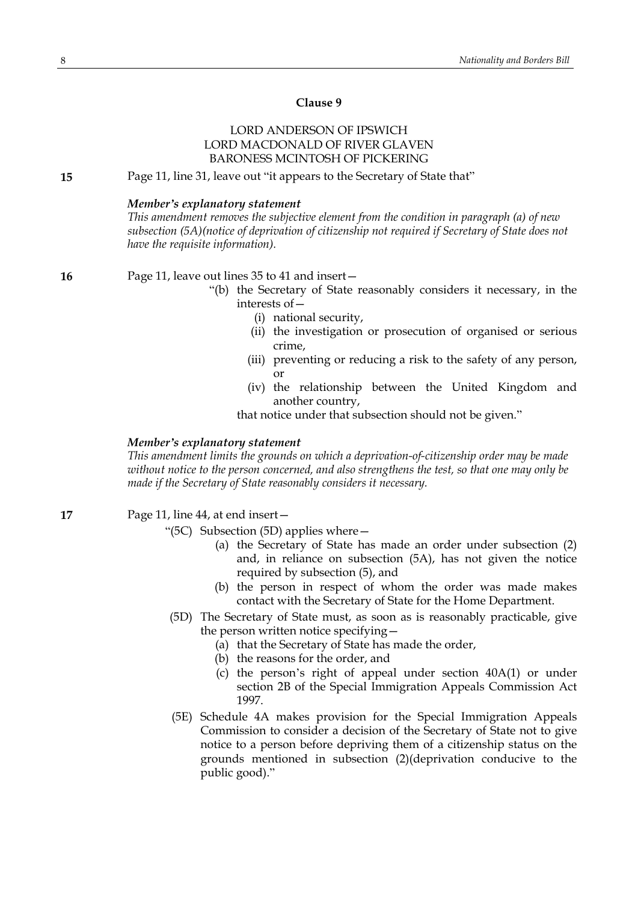### Clause 9

LORD ANDERSON OF IPSWICH
LORD MACDONALD OF RIVER GLAVEN
BARONESS MCINTOSH OF PICKERING

**15** Page 11, line 31, leave out "it appears to the Secretary of State that"

***Member's explanatory statement***

*This amendment removes the subjective element from the condition in paragraph (a) of new subsection (5A)(notice of deprivation of citizenship not required if Secretary of State does not have the requisite information).*

**16** Page 11, leave out lines 35 to 41 and insert—

"(b) the Secretary of State reasonably considers it necessary, in the interests of—

(i) national security,

(ii) the investigation or prosecution of organised or serious crime,

(iii) preventing or reducing a risk to the safety of any person, or

(iv) the relationship between the United Kingdom and another country,

that notice under that subsection should not be given."

***Member's explanatory statement***

*This amendment limits the grounds on which a deprivation-of-citizenship order may be made without notice to the person concerned, and also strengthens the test, so that one may only be made if the Secretary of State reasonably considers it necessary.*

**17** Page 11, line 44, at end insert—

"(5C) Subsection (5D) applies where—

(a) the Secretary of State has made an order under subsection (2) and, in reliance on subsection (5A), has not given the notice required by subsection (5), and

(b) the person in respect of whom the order was made makes contact with the Secretary of State for the Home Department.

(5D) The Secretary of State must, as soon as is reasonably practicable, give the person written notice specifying—

(a) that the Secretary of State has made the order,

(b) the reasons for the order, and

(c) the person's right of appeal under section 40A(1) or under section 2B of the Special Immigration Appeals Commission Act 1997.

(5E) Schedule 4A makes provision for the Special Immigration Appeals Commission to consider a decision of the Secretary of State not to give notice to a person before depriving them of a citizenship status on the grounds mentioned in subsection (2)(deprivation conducive to the public good)."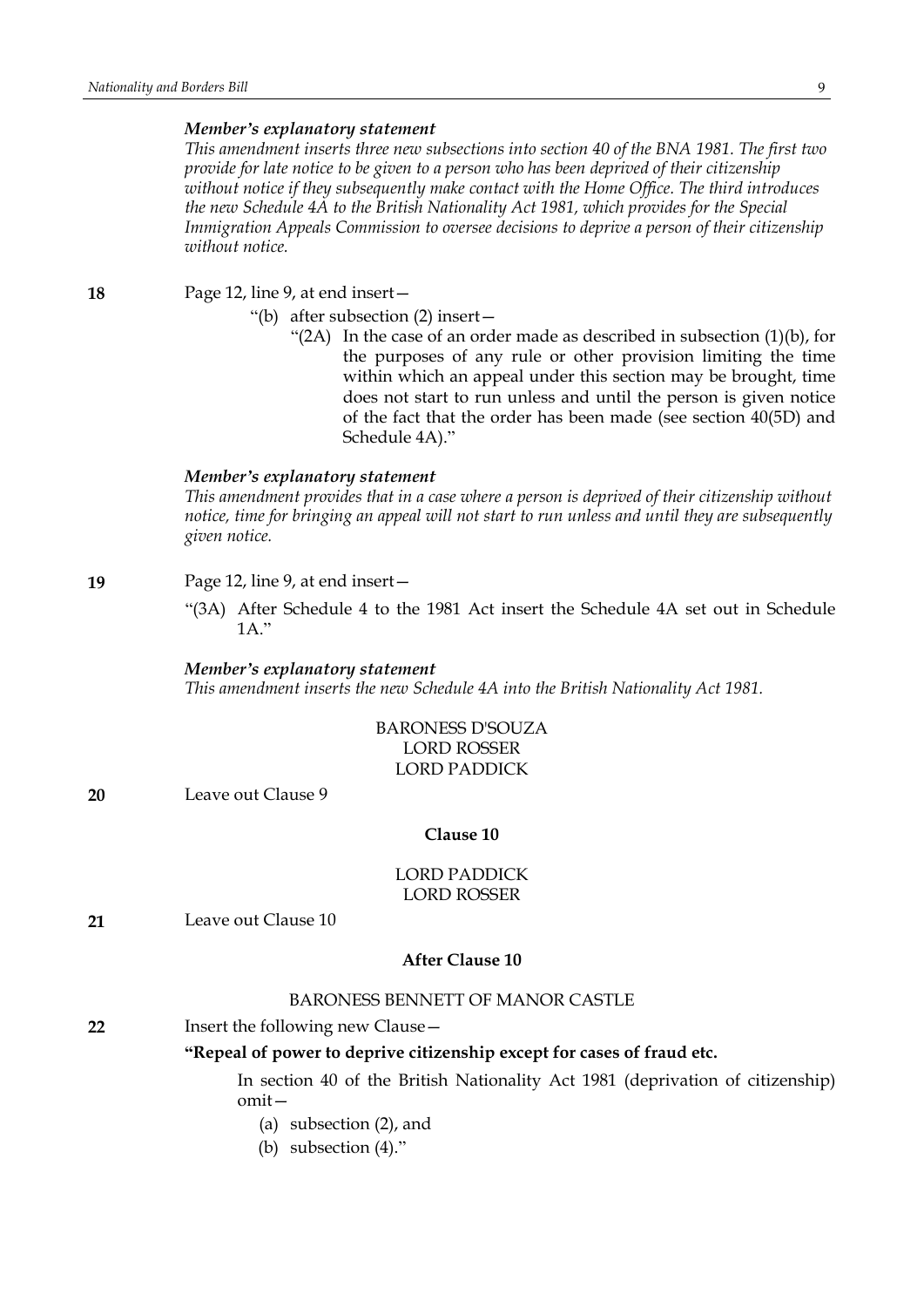***Member's explanatory statement***

*This amendment inserts three new subsections into section 40 of the BNA 1981. The first two provide for late notice to be given to a person who has been deprived of their citizenship without notice if they subsequently make contact with the Home Office. The third introduces the new Schedule 4A to the British Nationality Act 1981, which provides for the Special Immigration Appeals Commission to oversee decisions to deprive a person of their citizenship without notice.*

**18** Page 12, line 9, at end insert—

> "(b) after subsection (2) insert—
>
> > "(2A) In the case of an order made as described in subsection (1)(b), for the purposes of any rule or other provision limiting the time within which an appeal under this section may be brought, time does not start to run unless and until the person is given notice of the fact that the order has been made (see section 40(5D) and Schedule 4A).""

***Member's explanatory statement***

*This amendment provides that in a case where a person is deprived of their citizenship without notice, time for bringing an appeal will not start to run unless and until they are subsequently given notice.*

**19** Page 12, line 9, at end insert—

> "(3A) After Schedule 4 to the 1981 Act insert the Schedule 4A set out in Schedule 1A."

***Member's explanatory statement***

*This amendment inserts the new Schedule 4A into the British Nationality Act 1981.*

BARONESS D'SOUZA
LORD ROSSER
LORD PADDICK

**20** Leave out Clause 9

**Clause 10**

LORD PADDICK
LORD ROSSER

**21** Leave out Clause 10

**After Clause 10**

BARONESS BENNETT OF MANOR CASTLE

**22** Insert the following new Clause—

> **"Repeal of power to deprive citizenship except for cases of fraud etc.**
>
> In section 40 of the British Nationality Act 1981 (deprivation of citizenship) omit—
>
> (a) subsection (2), and
>
> (b) subsection (4)."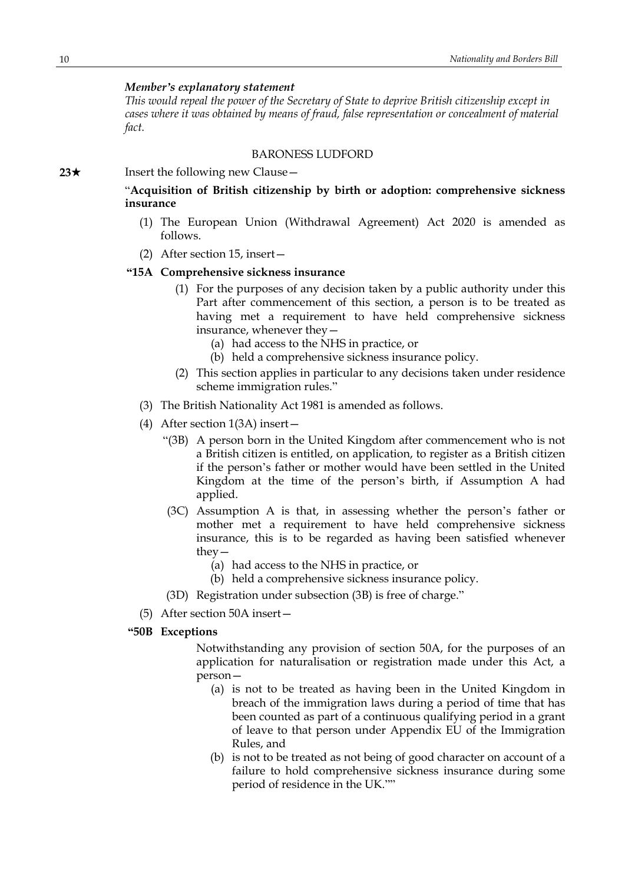*Member's explanatory statement*

*This would repeal the power of the Secretary of State to deprive British citizenship except in cases where it was obtained by means of fraud, false representation or concealment of material fact.*

BARONESS LUDFORD

**23★** Insert the following new Clause—

"**Acquisition of British citizenship by birth or adoption: comprehensive sickness insurance**

(1) The European Union (Withdrawal Agreement) Act 2020 is amended as follows.

(2) After section 15, insert—

**"15A Comprehensive sickness insurance**

(1) For the purposes of any decision taken by a public authority under this Part after commencement of this section, a person is to be treated as having met a requirement to have held comprehensive sickness insurance, whenever they—

(a) had access to the NHS in practice, or

(b) held a comprehensive sickness insurance policy.

(2) This section applies in particular to any decisions taken under residence scheme immigration rules."

(3) The British Nationality Act 1981 is amended as follows.

(4) After section 1(3A) insert—

"(3B) A person born in the United Kingdom after commencement who is not a British citizen is entitled, on application, to register as a British citizen if the person's father or mother would have been settled in the United Kingdom at the time of the person's birth, if Assumption A had applied.

(3C) Assumption A is that, in assessing whether the person's father or mother met a requirement to have held comprehensive sickness insurance, this is to be regarded as having been satisfied whenever they—

(a) had access to the NHS in practice, or

(b) held a comprehensive sickness insurance policy.

(3D) Registration under subsection (3B) is free of charge."

(5) After section 50A insert—

**"50B Exceptions**

Notwithstanding any provision of section 50A, for the purposes of an application for naturalisation or registration made under this Act, a person—

(a) is not to be treated as having been in the United Kingdom in breach of the immigration laws during a period of time that has been counted as part of a continuous qualifying period in a grant of leave to that person under Appendix EU of the Immigration Rules, and

(b) is not to be treated as not being of good character on account of a failure to hold comprehensive sickness insurance during some period of residence in the UK.""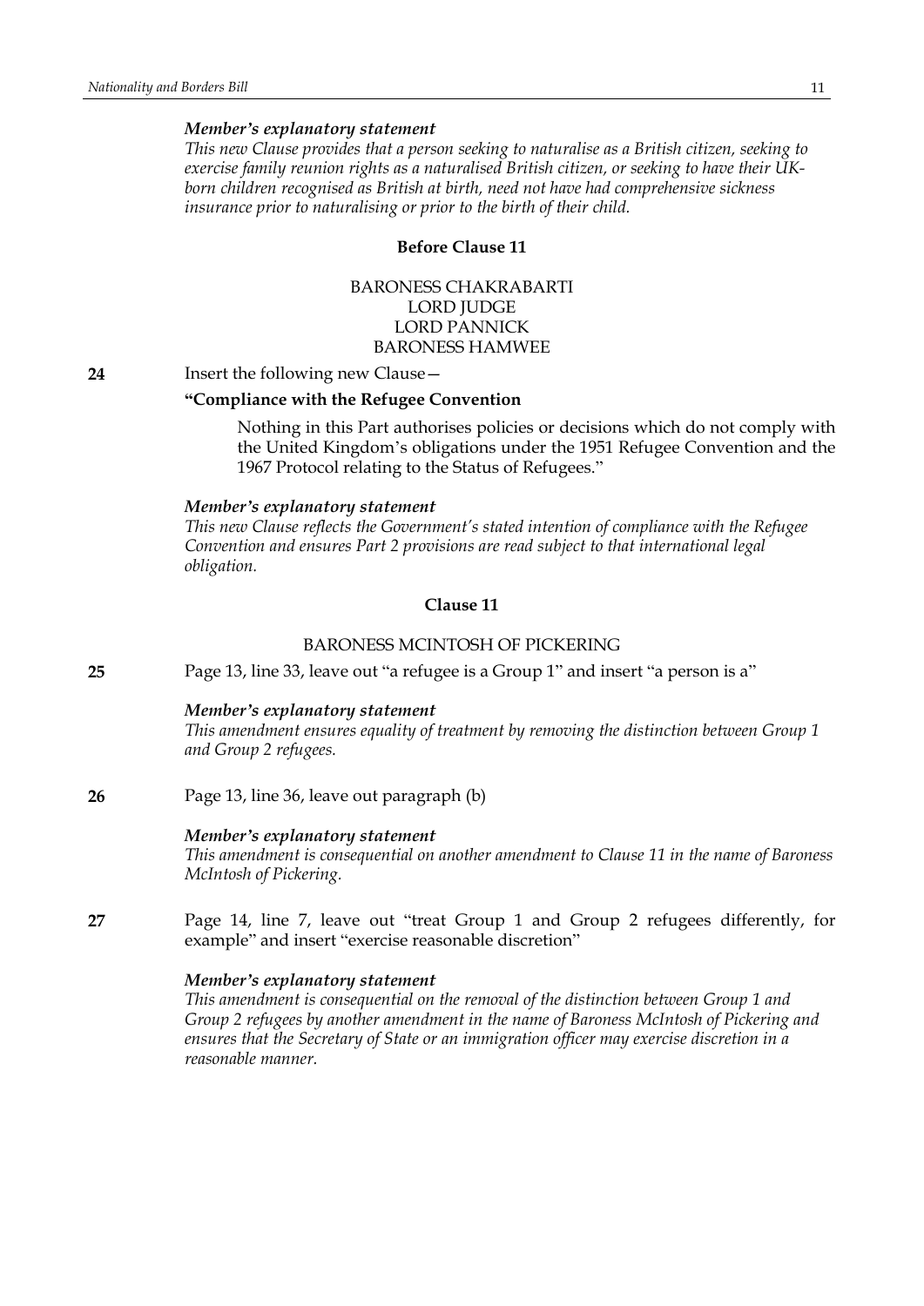*Member's explanatory statement*

*This new Clause provides that a person seeking to naturalise as a British citizen, seeking to exercise family reunion rights as a naturalised British citizen, or seeking to have their UK-born children recognised as British at birth, need not have had comprehensive sickness insurance prior to naturalising or prior to the birth of their child.*

### Before Clause 11

BARONESS CHAKRABARTI
LORD JUDGE
LORD PANNICK
BARONESS HAMWEE

**24** Insert the following new Clause—

**"Compliance with the Refugee Convention**

Nothing in this Part authorises policies or decisions which do not comply with the United Kingdom's obligations under the 1951 Refugee Convention and the 1967 Protocol relating to the Status of Refugees."

*Member's explanatory statement*

*This new Clause reflects the Government's stated intention of compliance with the Refugee Convention and ensures Part 2 provisions are read subject to that international legal obligation.*

### Clause 11

BARONESS MCINTOSH OF PICKERING

**25** Page 13, line 33, leave out "a refugee is a Group 1" and insert "a person is a"

*Member's explanatory statement*

*This amendment ensures equality of treatment by removing the distinction between Group 1 and Group 2 refugees.*

**26** Page 13, line 36, leave out paragraph (b)

*Member's explanatory statement*

*This amendment is consequential on another amendment to Clause 11 in the name of Baroness McIntosh of Pickering.*

**27** Page 14, line 7, leave out "treat Group 1 and Group 2 refugees differently, for example" and insert "exercise reasonable discretion"

*Member's explanatory statement*

*This amendment is consequential on the removal of the distinction between Group 1 and Group 2 refugees by another amendment in the name of Baroness McIntosh of Pickering and ensures that the Secretary of State or an immigration officer may exercise discretion in a reasonable manner.*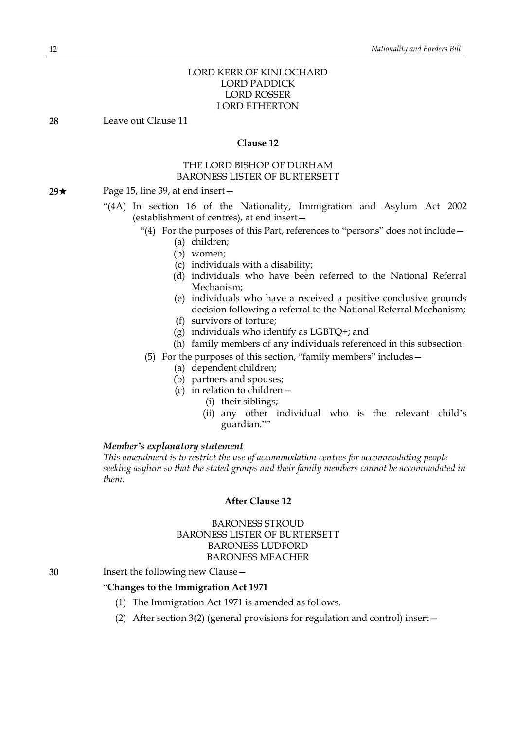LORD KERR OF KINLOCHARD
LORD PADDICK
LORD ROSSER
LORD ETHERTON

**28** Leave out Clause 11

### Clause 12

THE LORD BISHOP OF DURHAM
BARONESS LISTER OF BURTERSETT

**29★** Page 15, line 39, at end insert—

"(4A) In section 16 of the Nationality, Immigration and Asylum Act 2002 (establishment of centres), at end insert—

"(4) For the purposes of this Part, references to "persons" does not include—

(a) children;
(b) women;
(c) individuals with a disability;
(d) individuals who have been referred to the National Referral Mechanism;
(e) individuals who have a received a positive conclusive grounds decision following a referral to the National Referral Mechanism;
(f) survivors of torture;
(g) individuals who identify as LGBTQ+; and
(h) family members of any individuals referenced in this subsection.

(5) For the purposes of this section, "family members" includes—

(a) dependent children;
(b) partners and spouses;
(c) in relation to children—
(i) their siblings;
(ii) any other individual who is the relevant child's guardian.""

***Member's explanatory statement***
*This amendment is to restrict the use of accommodation centres for accommodating people seeking asylum so that the stated groups and their family members cannot be accommodated in them.*

### After Clause 12

BARONESS STROUD
BARONESS LISTER OF BURTERSETT
BARONESS LUDFORD
BARONESS MEACHER

**30** Insert the following new Clause—

"**Changes to the Immigration Act 1971**

(1) The Immigration Act 1971 is amended as follows.

(2) After section 3(2) (general provisions for regulation and control) insert—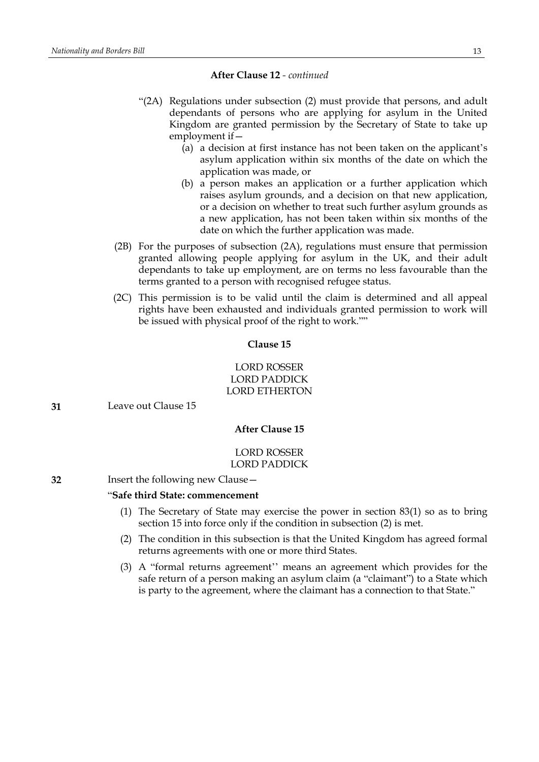**After Clause 12** - *continued*

"(2A) Regulations under subsection (2) must provide that persons, and adult dependants of persons who are applying for asylum in the United Kingdom are granted permission by the Secretary of State to take up employment if—

(a) a decision at first instance has not been taken on the applicant's asylum application within six months of the date on which the application was made, or

(b) a person makes an application or a further application which raises asylum grounds, and a decision on that new application, or a decision on whether to treat such further asylum grounds as a new application, has not been taken within six months of the date on which the further application was made.

(2B) For the purposes of subsection (2A), regulations must ensure that permission granted allowing people applying for asylum in the UK, and their adult dependants to take up employment, are on terms no less favourable than the terms granted to a person with recognised refugee status.

(2C) This permission is to be valid until the claim is determined and all appeal rights have been exhausted and individuals granted permission to work will be issued with physical proof of the right to work.""

**Clause 15**

LORD ROSSER
LORD PADDICK
LORD ETHERTON

**31** Leave out Clause 15

**After Clause 15**

LORD ROSSER
LORD PADDICK

**32** Insert the following new Clause—

"**Safe third State: commencement**

(1) The Secretary of State may exercise the power in section 83(1) so as to bring section 15 into force only if the condition in subsection (2) is met.

(2) The condition in this subsection is that the United Kingdom has agreed formal returns agreements with one or more third States.

(3) A "formal returns agreement'' means an agreement which provides for the safe return of a person making an asylum claim (a "claimant") to a State which is party to the agreement, where the claimant has a connection to that State."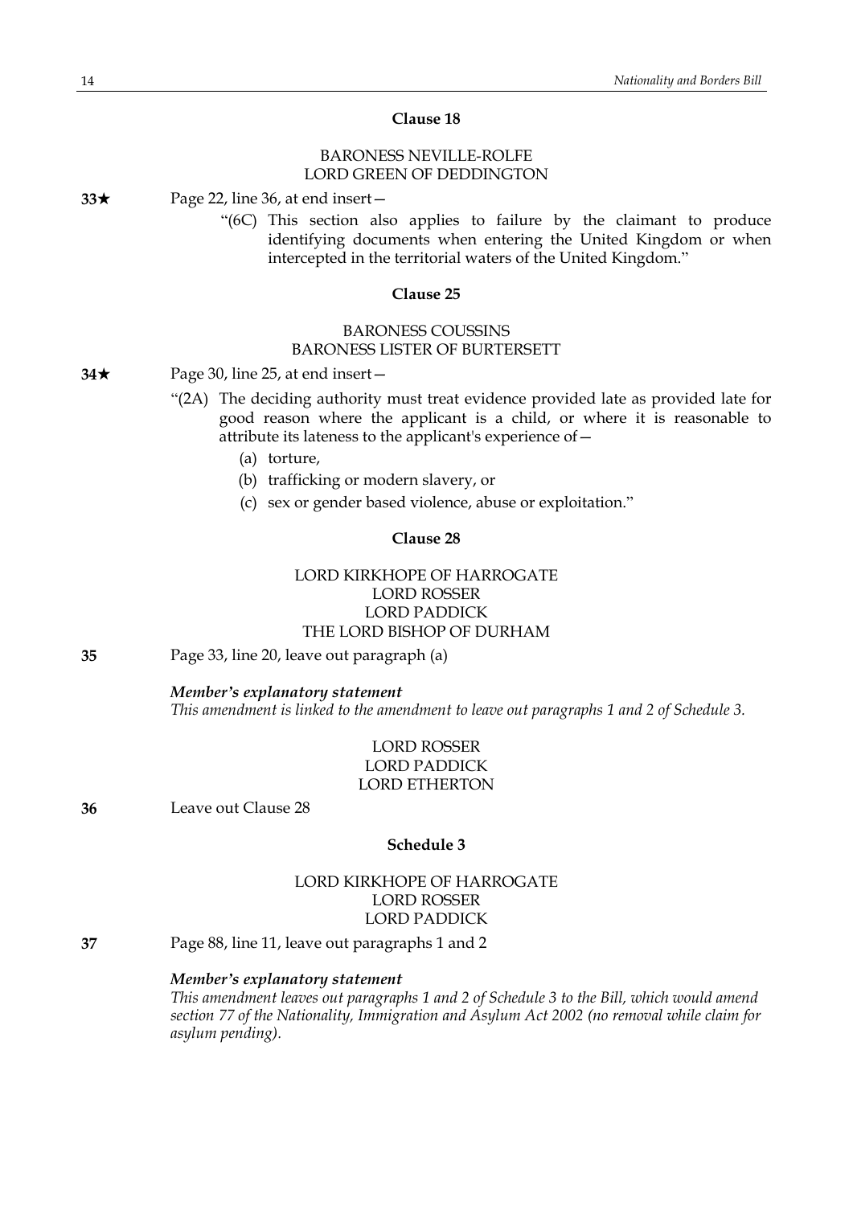### Clause 18

BARONESS NEVILLE-ROLFE
LORD GREEN OF DEDDINGTON

**33★** Page 22, line 36, at end insert—

"(6C) This section also applies to failure by the claimant to produce identifying documents when entering the United Kingdom or when intercepted in the territorial waters of the United Kingdom."

### Clause 25

BARONESS COUSSINS
BARONESS LISTER OF BURTERSETT

**34★** Page 30, line 25, at end insert—

"(2A) The deciding authority must treat evidence provided late as provided late for good reason where the applicant is a child, or where it is reasonable to attribute its lateness to the applicant's experience of—

(a) torture,
(b) trafficking or modern slavery, or
(c) sex or gender based violence, abuse or exploitation."

### Clause 28

LORD KIRKHOPE OF HARROGATE
LORD ROSSER
LORD PADDICK
THE LORD BISHOP OF DURHAM

**35** Page 33, line 20, leave out paragraph (a)

***Member's explanatory statement***
*This amendment is linked to the amendment to leave out paragraphs 1 and 2 of Schedule 3.*

LORD ROSSER
LORD PADDICK
LORD ETHERTON

**36** Leave out Clause 28

### Schedule 3

LORD KIRKHOPE OF HARROGATE
LORD ROSSER
LORD PADDICK

**37** Page 88, line 11, leave out paragraphs 1 and 2

***Member's explanatory statement***
*This amendment leaves out paragraphs 1 and 2 of Schedule 3 to the Bill, which would amend section 77 of the Nationality, Immigration and Asylum Act 2002 (no removal while claim for asylum pending).*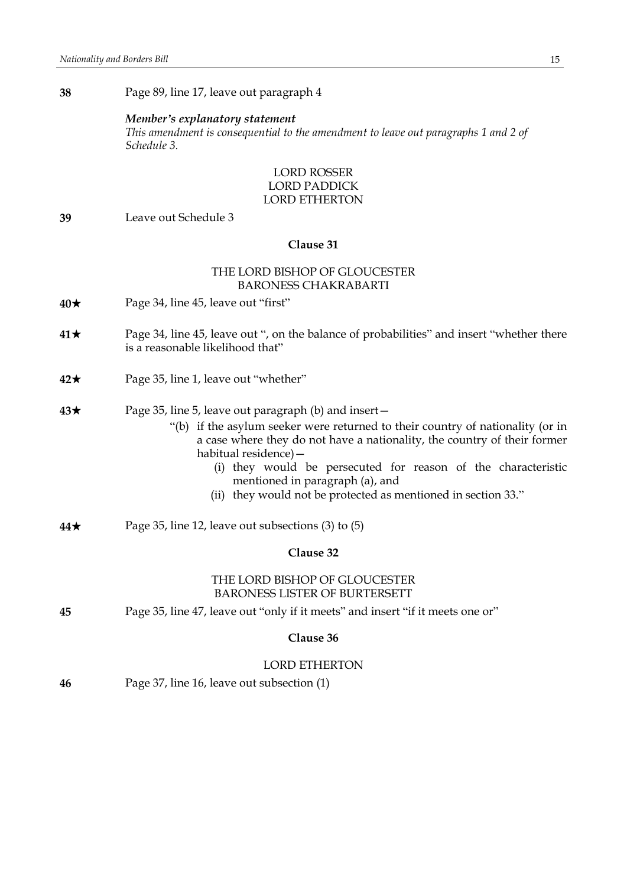**38** Page 89, line 17, leave out paragraph 4

***Member's explanatory statement***
*This amendment is consequential to the amendment to leave out paragraphs 1 and 2 of Schedule 3.*

LORD ROSSER
LORD PADDICK
LORD ETHERTON

**39** Leave out Schedule 3

### Clause 31

THE LORD BISHOP OF GLOUCESTER
BARONESS CHAKRABARTI

**40★** Page 34, line 45, leave out "first"

**41★** Page 34, line 45, leave out ", on the balance of probabilities" and insert "whether there is a reasonable likelihood that"

**42★** Page 35, line 1, leave out "whether"

**43★** Page 35, line 5, leave out paragraph (b) and insert—

"(b) if the asylum seeker were returned to their country of nationality (or in a case where they do not have a nationality, the country of their former habitual residence)—

(i) they would be persecuted for reason of the characteristic mentioned in paragraph (a), and

(ii) they would not be protected as mentioned in section 33."

**44★** Page 35, line 12, leave out subsections (3) to (5)

### Clause 32

THE LORD BISHOP OF GLOUCESTER
BARONESS LISTER OF BURTERSETT

**45** Page 35, line 47, leave out "only if it meets" and insert "if it meets one or"

### Clause 36

LORD ETHERTON

**46** Page 37, line 16, leave out subsection (1)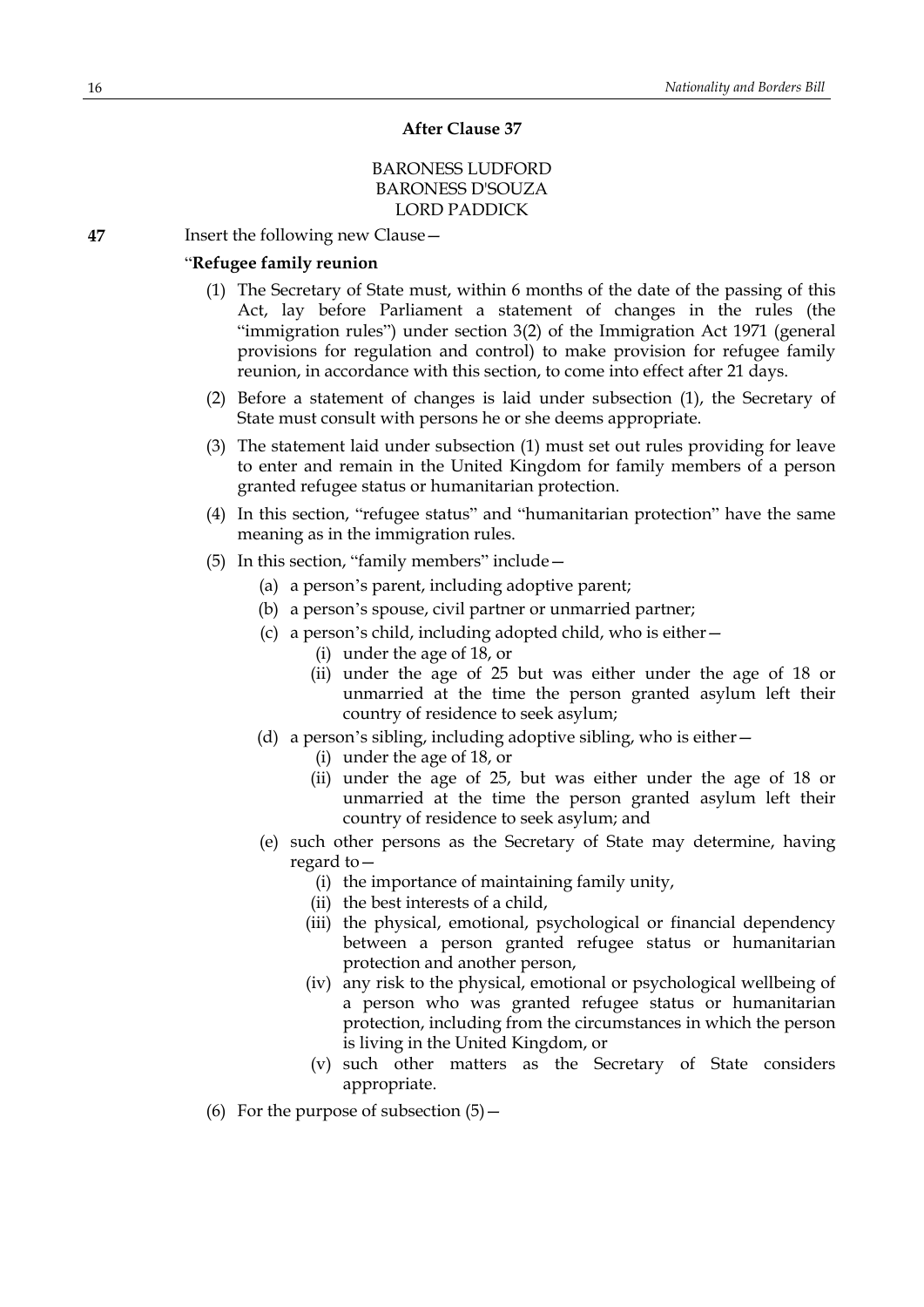**After Clause 37**

BARONESS LUDFORD
BARONESS D'SOUZA
LORD PADDICK

**47** Insert the following new Clause—

"**Refugee family reunion**

(1) The Secretary of State must, within 6 months of the date of the passing of this Act, lay before Parliament a statement of changes in the rules (the "immigration rules") under section 3(2) of the Immigration Act 1971 (general provisions for regulation and control) to make provision for refugee family reunion, in accordance with this section, to come into effect after 21 days.

(2) Before a statement of changes is laid under subsection (1), the Secretary of State must consult with persons he or she deems appropriate.

(3) The statement laid under subsection (1) must set out rules providing for leave to enter and remain in the United Kingdom for family members of a person granted refugee status or humanitarian protection.

(4) In this section, "refugee status" and "humanitarian protection" have the same meaning as in the immigration rules.

(5) In this section, "family members" include—

- (a) a person's parent, including adoptive parent;
- (b) a person's spouse, civil partner or unmarried partner;
- (c) a person's child, including adopted child, who is either—
  - (i) under the age of 18, or
  - (ii) under the age of 25 but was either under the age of 18 or unmarried at the time the person granted asylum left their country of residence to seek asylum;
- (d) a person's sibling, including adoptive sibling, who is either—
  - (i) under the age of 18, or
  - (ii) under the age of 25, but was either under the age of 18 or unmarried at the time the person granted asylum left their country of residence to seek asylum; and
- (e) such other persons as the Secretary of State may determine, having regard to—
  - (i) the importance of maintaining family unity,
  - (ii) the best interests of a child,
  - (iii) the physical, emotional, psychological or financial dependency between a person granted refugee status or humanitarian protection and another person,
  - (iv) any risk to the physical, emotional or psychological wellbeing of a person who was granted refugee status or humanitarian protection, including from the circumstances in which the person is living in the United Kingdom, or
  - (v) such other matters as the Secretary of State considers appropriate.

(6) For the purpose of subsection (5)—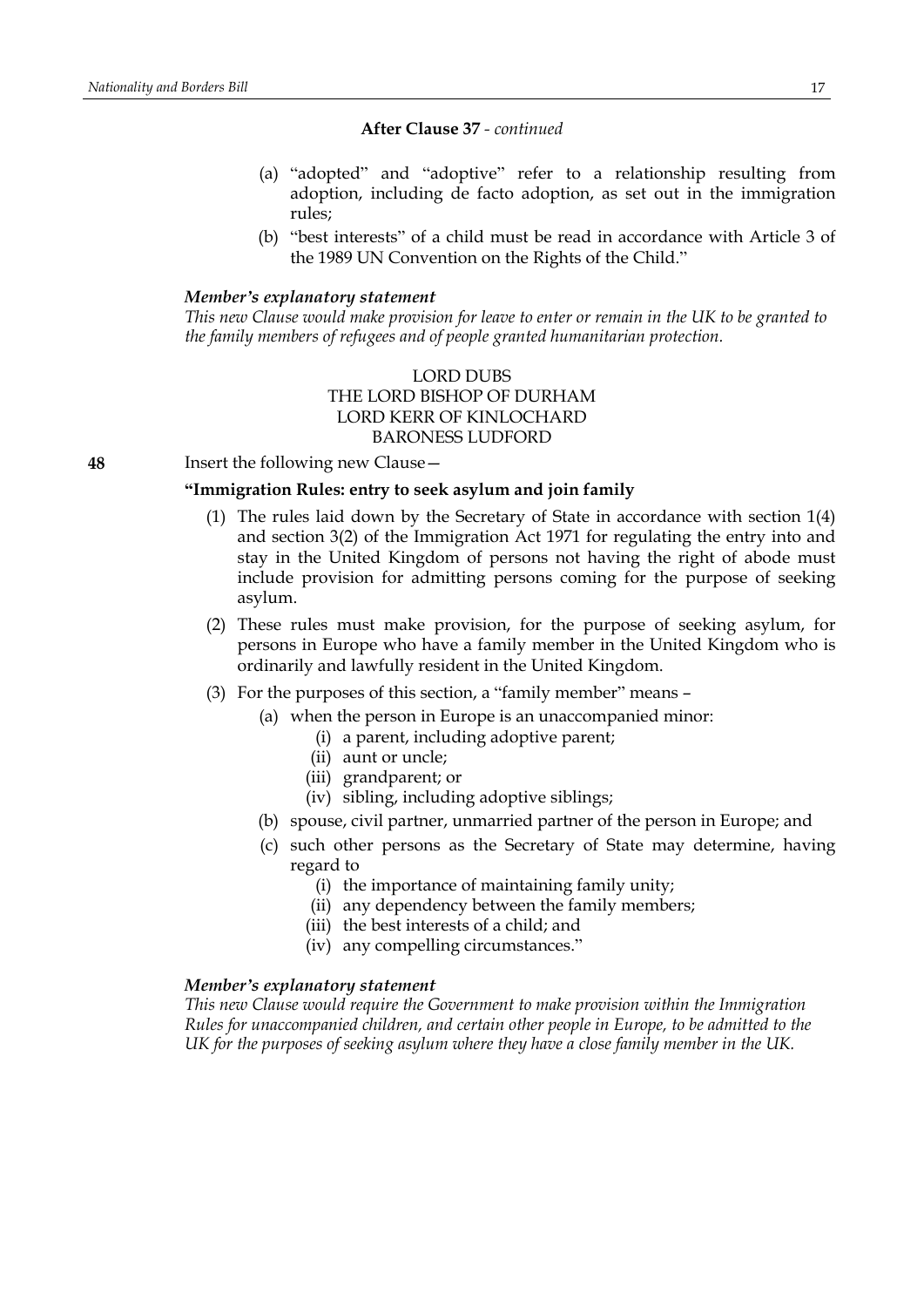**After Clause 37** - *continued*

(a) "adopted" and "adoptive" refer to a relationship resulting from adoption, including de facto adoption, as set out in the immigration rules;

(b) "best interests" of a child must be read in accordance with Article 3 of the 1989 UN Convention on the Rights of the Child."

***Member's explanatory statement***

*This new Clause would make provision for leave to enter or remain in the UK to be granted to the family members of refugees and of people granted humanitarian protection.*

LORD DUBS
THE LORD BISHOP OF DURHAM
LORD KERR OF KINLOCHARD
BARONESS LUDFORD

**48** Insert the following new Clause—

**"Immigration Rules: entry to seek asylum and join family**

(1) The rules laid down by the Secretary of State in accordance with section 1(4) and section 3(2) of the Immigration Act 1971 for regulating the entry into and stay in the United Kingdom of persons not having the right of abode must include provision for admitting persons coming for the purpose of seeking asylum.

(2) These rules must make provision, for the purpose of seeking asylum, for persons in Europe who have a family member in the United Kingdom who is ordinarily and lawfully resident in the United Kingdom.

(3) For the purposes of this section, a "family member" means –

- (a) when the person in Europe is an unaccompanied minor:
  - (i) a parent, including adoptive parent;
  - (ii) aunt or uncle;
  - (iii) grandparent; or
  - (iv) sibling, including adoptive siblings;
- (b) spouse, civil partner, unmarried partner of the person in Europe; and
- (c) such other persons as the Secretary of State may determine, having regard to
  - (i) the importance of maintaining family unity;
  - (ii) any dependency between the family members;
  - (iii) the best interests of a child; and
  - (iv) any compelling circumstances."

***Member's explanatory statement***

*This new Clause would require the Government to make provision within the Immigration Rules for unaccompanied children, and certain other people in Europe, to be admitted to the UK for the purposes of seeking asylum where they have a close family member in the UK.*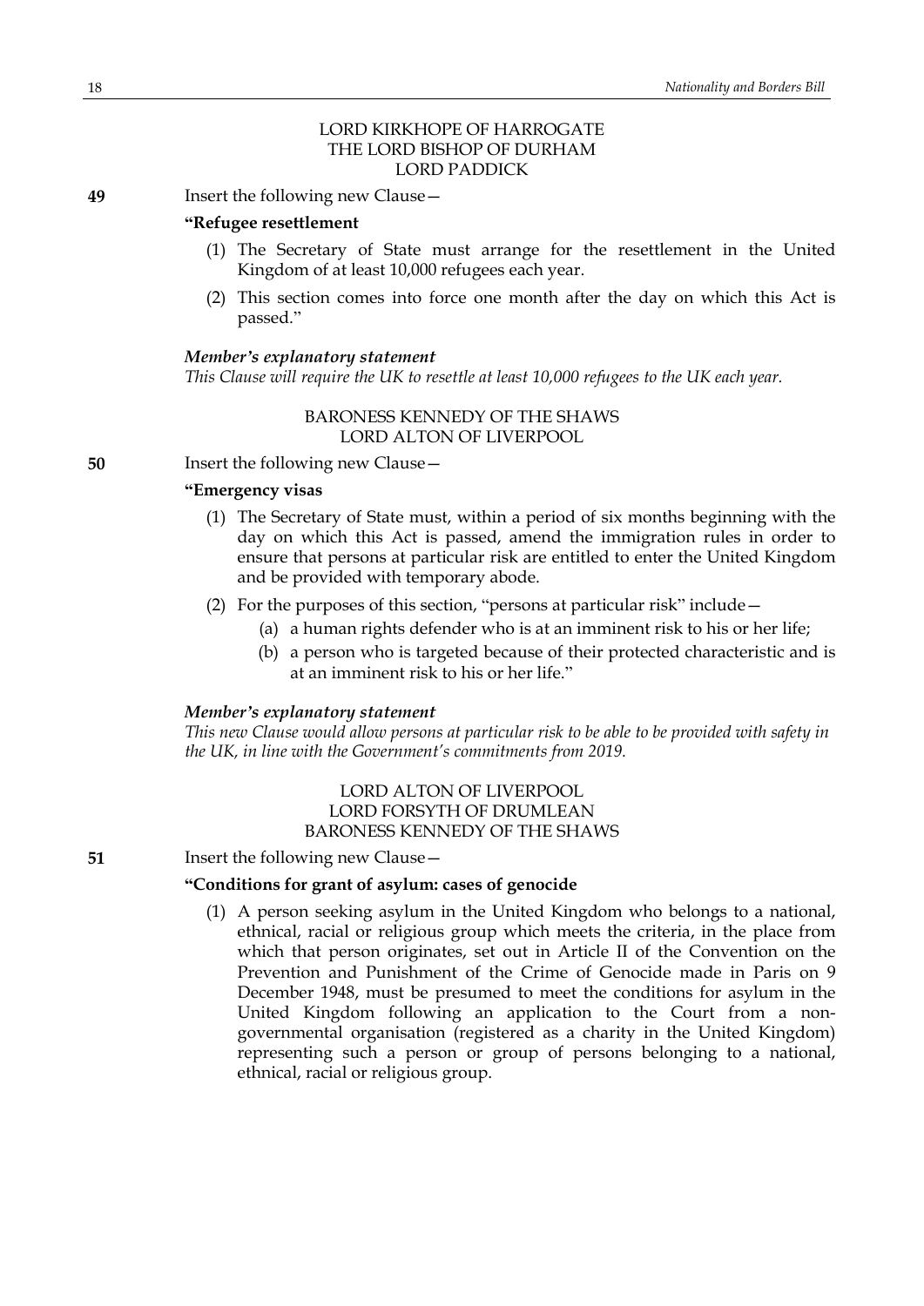LORD KIRKHOPE OF HARROGATE
THE LORD BISHOP OF DURHAM
LORD PADDICK

**49** Insert the following new Clause—

**"Refugee resettlement**

(1) The Secretary of State must arrange for the resettlement in the United Kingdom of at least 10,000 refugees each year.

(2) This section comes into force one month after the day on which this Act is passed."

***Member's explanatory statement***

*This Clause will require the UK to resettle at least 10,000 refugees to the UK each year.*

BARONESS KENNEDY OF THE SHAWS
LORD ALTON OF LIVERPOOL

**50** Insert the following new Clause—

**"Emergency visas**

(1) The Secretary of State must, within a period of six months beginning with the day on which this Act is passed, amend the immigration rules in order to ensure that persons at particular risk are entitled to enter the United Kingdom and be provided with temporary abode.

(2) For the purposes of this section, "persons at particular risk" include—

(a) a human rights defender who is at an imminent risk to his or her life;

(b) a person who is targeted because of their protected characteristic and is at an imminent risk to his or her life."

***Member's explanatory statement***

*This new Clause would allow persons at particular risk to be able to be provided with safety in the UK, in line with the Government's commitments from 2019.*

LORD ALTON OF LIVERPOOL
LORD FORSYTH OF DRUMLEAN
BARONESS KENNEDY OF THE SHAWS

**51** Insert the following new Clause—

**"Conditions for grant of asylum: cases of genocide**

(1) A person seeking asylum in the United Kingdom who belongs to a national, ethnical, racial or religious group which meets the criteria, in the place from which that person originates, set out in Article II of the Convention on the Prevention and Punishment of the Crime of Genocide made in Paris on 9 December 1948, must be presumed to meet the conditions for asylum in the United Kingdom following an application to the Court from a non-governmental organisation (registered as a charity in the United Kingdom) representing such a person or group of persons belonging to a national, ethnical, racial or religious group.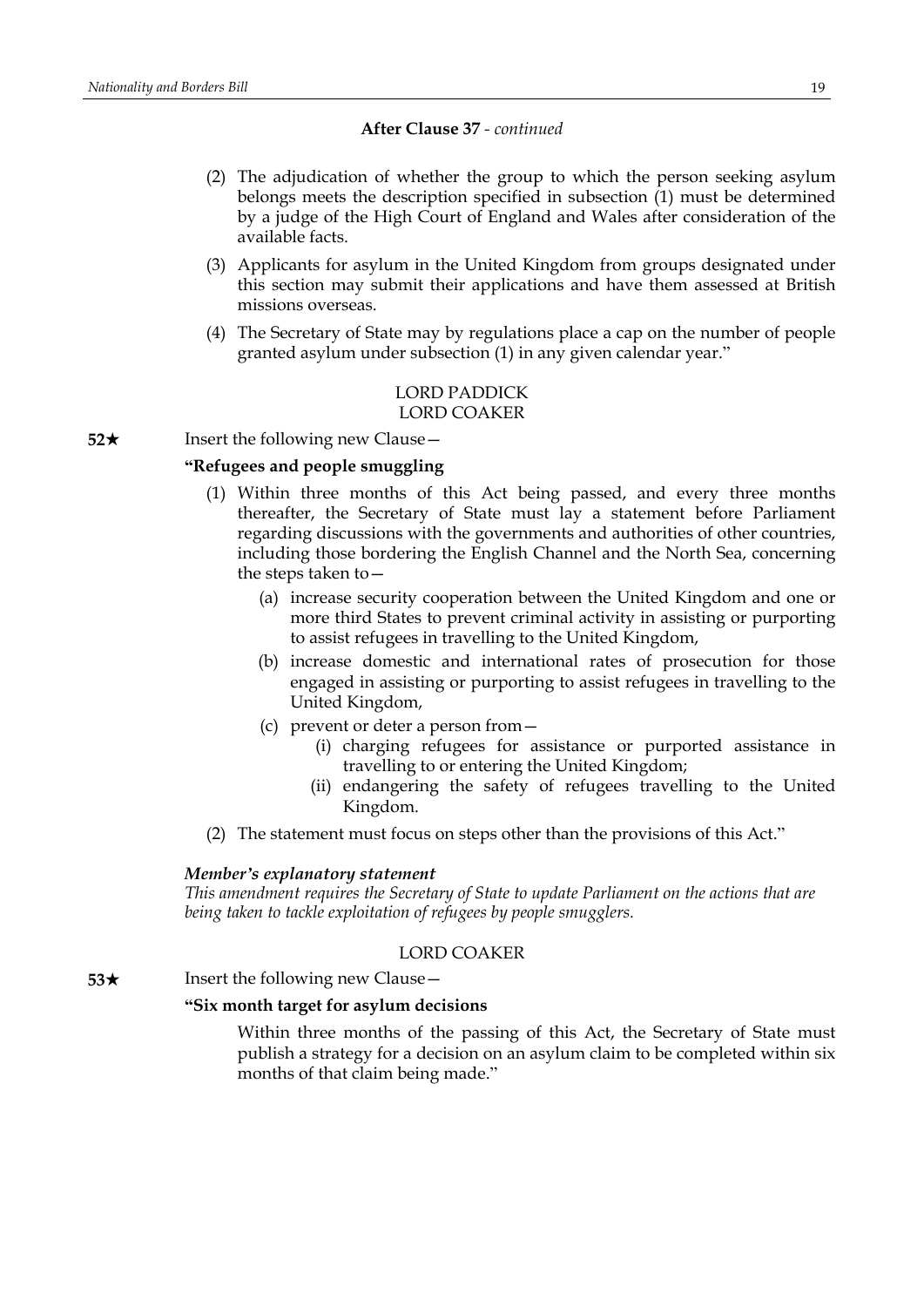**After Clause 37** - *continued*

(2) The adjudication of whether the group to which the person seeking asylum belongs meets the description specified in subsection (1) must be determined by a judge of the High Court of England and Wales after consideration of the available facts.

(3) Applicants for asylum in the United Kingdom from groups designated under this section may submit their applications and have them assessed at British missions overseas.

(4) The Secretary of State may by regulations place a cap on the number of people granted asylum under subsection (1) in any given calendar year."

LORD PADDICK
LORD COAKER

**52★** Insert the following new Clause—

**"Refugees and people smuggling**

(1) Within three months of this Act being passed, and every three months thereafter, the Secretary of State must lay a statement before Parliament regarding discussions with the governments and authorities of other countries, including those bordering the English Channel and the North Sea, concerning the steps taken to—

(a) increase security cooperation between the United Kingdom and one or more third States to prevent criminal activity in assisting or purporting to assist refugees in travelling to the United Kingdom,

(b) increase domestic and international rates of prosecution for those engaged in assisting or purporting to assist refugees in travelling to the United Kingdom,

(c) prevent or deter a person from—

(i) charging refugees for assistance or purported assistance in travelling to or entering the United Kingdom;

(ii) endangering the safety of refugees travelling to the United Kingdom.

(2) The statement must focus on steps other than the provisions of this Act."

***Member's explanatory statement***

*This amendment requires the Secretary of State to update Parliament on the actions that are being taken to tackle exploitation of refugees by people smugglers.*

LORD COAKER

**53★** Insert the following new Clause—

**"Six month target for asylum decisions**

Within three months of the passing of this Act, the Secretary of State must publish a strategy for a decision on an asylum claim to be completed within six months of that claim being made."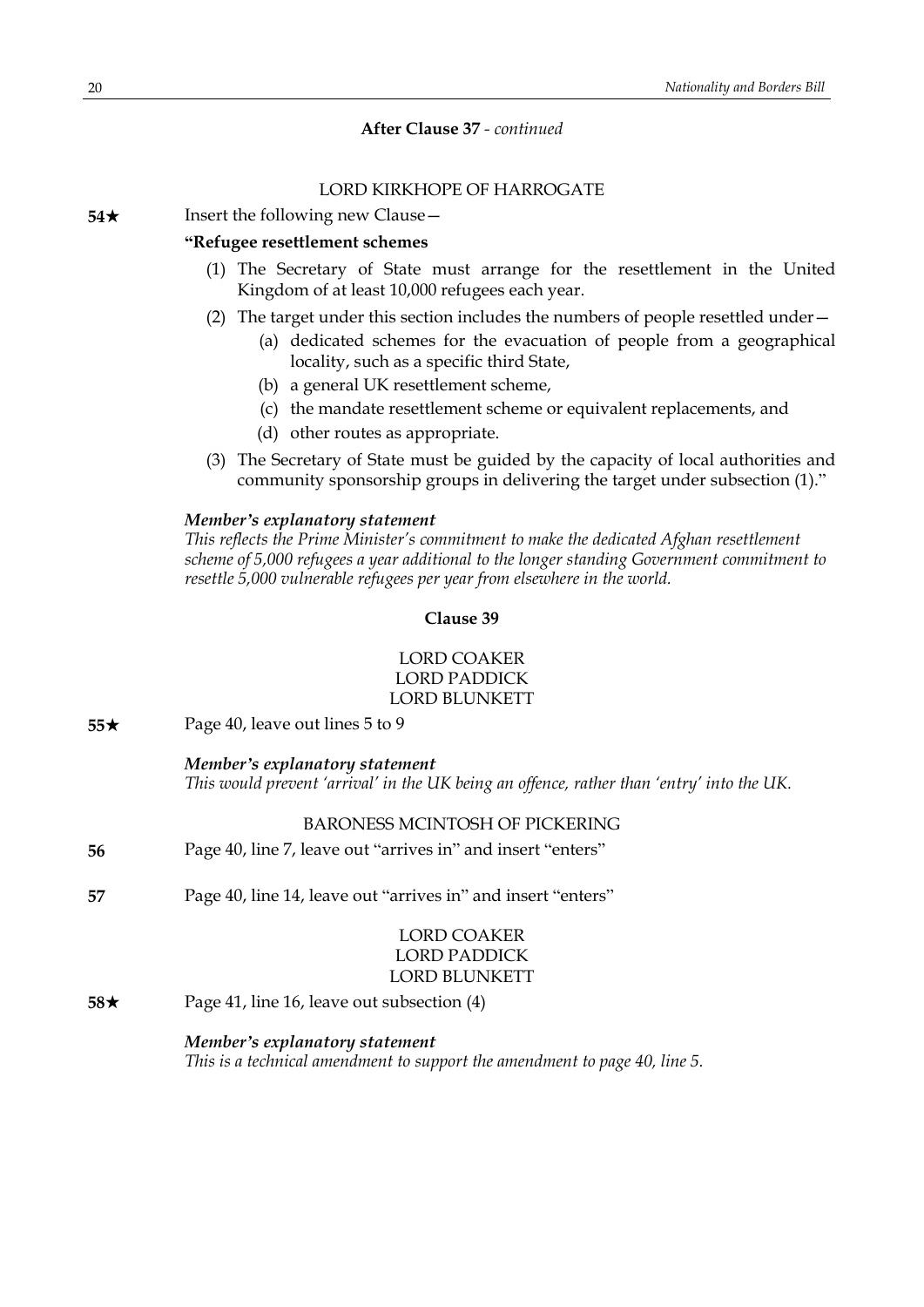**After Clause 37** - *continued*

LORD KIRKHOPE OF HARROGATE

**54★** Insert the following new Clause—

**"Refugee resettlement schemes**

(1) The Secretary of State must arrange for the resettlement in the United Kingdom of at least 10,000 refugees each year.

(2) The target under this section includes the numbers of people resettled under—

(a) dedicated schemes for the evacuation of people from a geographical locality, such as a specific third State,

(b) a general UK resettlement scheme,

(c) the mandate resettlement scheme or equivalent replacements, and

(d) other routes as appropriate.

(3) The Secretary of State must be guided by the capacity of local authorities and community sponsorship groups in delivering the target under subsection (1)."

***Member's explanatory statement***
*This reflects the Prime Minister's commitment to make the dedicated Afghan resettlement scheme of 5,000 refugees a year additional to the longer standing Government commitment to resettle 5,000 vulnerable refugees per year from elsewhere in the world.*

**Clause 39**

LORD COAKER
LORD PADDICK
LORD BLUNKETT

**55★** Page 40, leave out lines 5 to 9

***Member's explanatory statement***
*This would prevent 'arrival' in the UK being an offence, rather than 'entry' into the UK.*

BARONESS MCINTOSH OF PICKERING

**56** Page 40, line 7, leave out "arrives in" and insert "enters"

**57** Page 40, line 14, leave out "arrives in" and insert "enters"

LORD COAKER
LORD PADDICK
LORD BLUNKETT

**58★** Page 41, line 16, leave out subsection (4)

***Member's explanatory statement***
*This is a technical amendment to support the amendment to page 40, line 5.*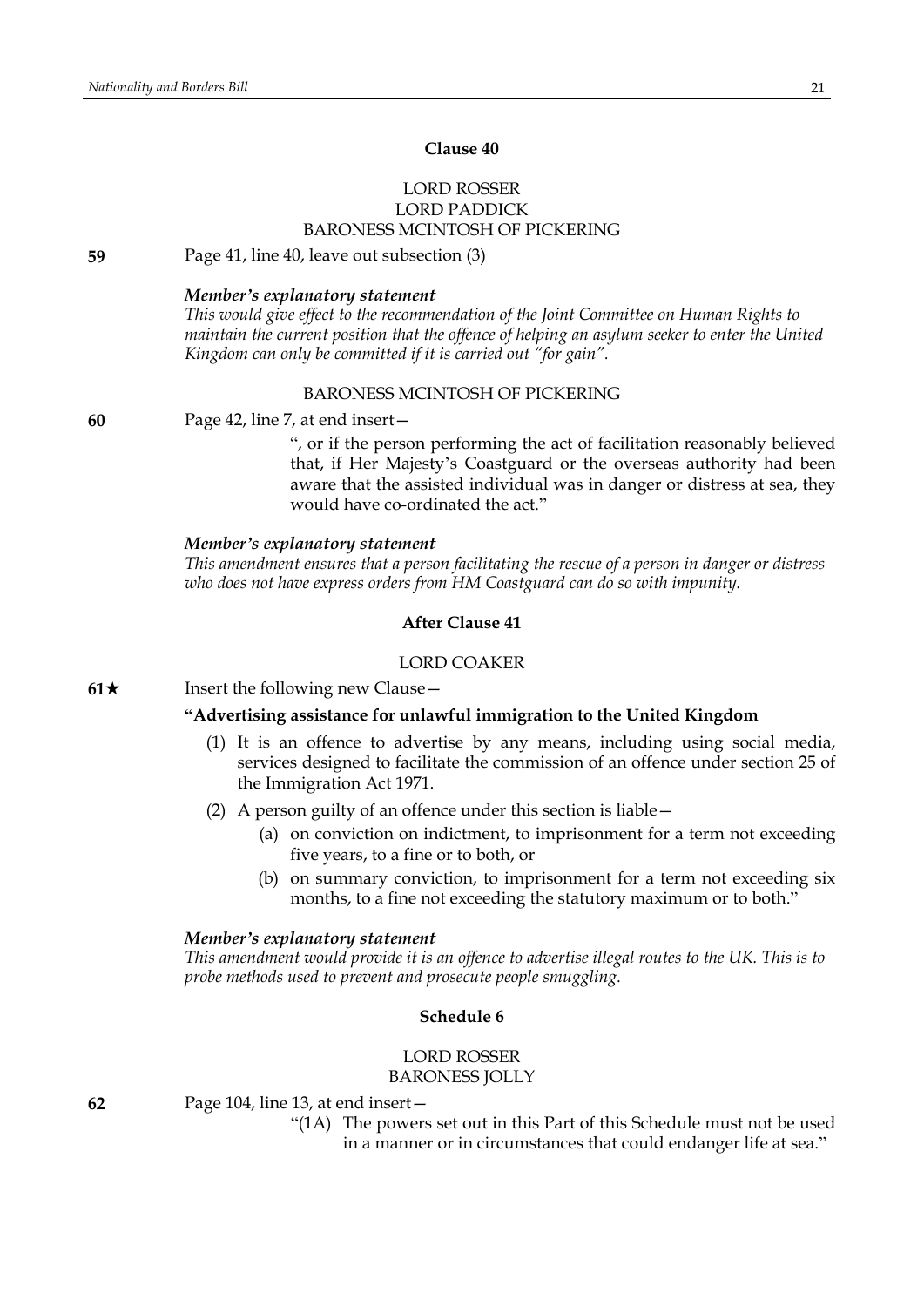### Clause 40

LORD ROSSER
LORD PADDICK
BARONESS MCINTOSH OF PICKERING

**59** Page 41, line 40, leave out subsection (3)

***Member's explanatory statement***
*This would give effect to the recommendation of the Joint Committee on Human Rights to maintain the current position that the offence of helping an asylum seeker to enter the United Kingdom can only be committed if it is carried out "for gain".*

BARONESS MCINTOSH OF PICKERING

**60** Page 42, line 7, at end insert—

", or if the person performing the act of facilitation reasonably believed that, if Her Majesty's Coastguard or the overseas authority had been aware that the assisted individual was in danger or distress at sea, they would have co-ordinated the act."

***Member's explanatory statement***
*This amendment ensures that a person facilitating the rescue of a person in danger or distress who does not have express orders from HM Coastguard can do so with impunity.*

### After Clause 41

LORD COAKER

**61★** Insert the following new Clause—

**"Advertising assistance for unlawful immigration to the United Kingdom**

(1) It is an offence to advertise by any means, including using social media, services designed to facilitate the commission of an offence under section 25 of the Immigration Act 1971.

(2) A person guilty of an offence under this section is liable—

(a) on conviction on indictment, to imprisonment for a term not exceeding five years, to a fine or to both, or

(b) on summary conviction, to imprisonment for a term not exceeding six months, to a fine not exceeding the statutory maximum or to both."

***Member's explanatory statement***
*This amendment would provide it is an offence to advertise illegal routes to the UK. This is to probe methods used to prevent and prosecute people smuggling.*

### Schedule 6

LORD ROSSER
BARONESS JOLLY

**62** Page 104, line 13, at end insert—

"(1A) The powers set out in this Part of this Schedule must not be used in a manner or in circumstances that could endanger life at sea."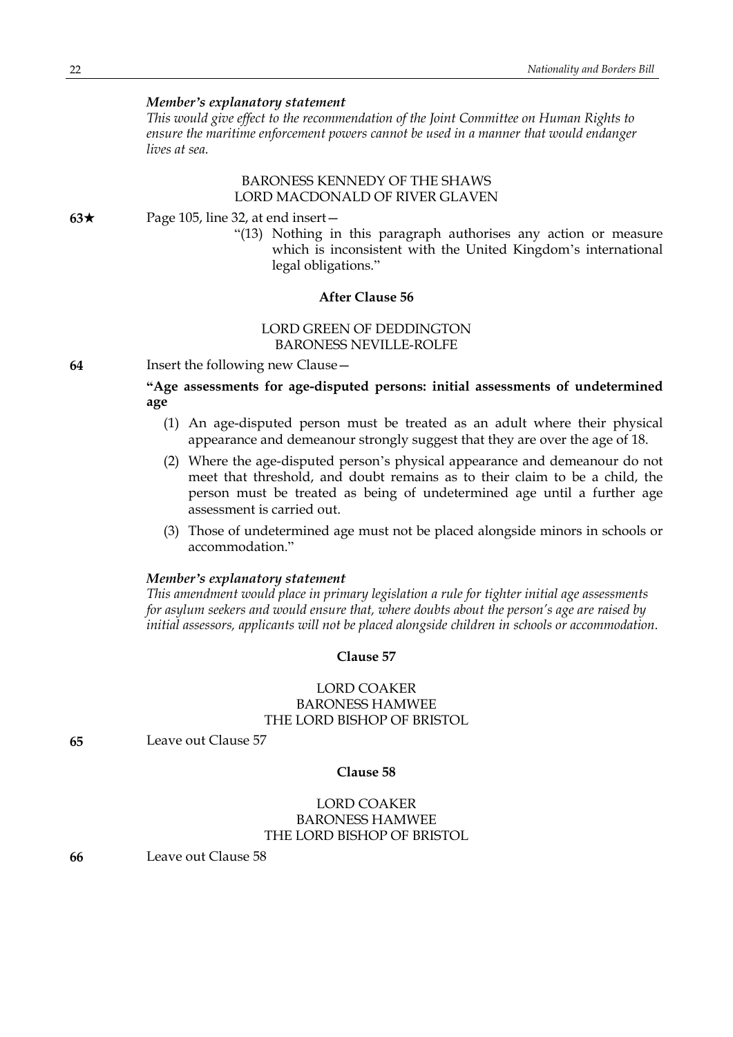*Member's explanatory statement*

*This would give effect to the recommendation of the Joint Committee on Human Rights to ensure the maritime enforcement powers cannot be used in a manner that would endanger lives at sea.*

BARONESS KENNEDY OF THE SHAWS
LORD MACDONALD OF RIVER GLAVEN

**63★** Page 105, line 32, at end insert—

"(13) Nothing in this paragraph authorises any action or measure which is inconsistent with the United Kingdom's international legal obligations."

**After Clause 56**

LORD GREEN OF DEDDINGTON
BARONESS NEVILLE-ROLFE

**64** Insert the following new Clause—

**"Age assessments for age-disputed persons: initial assessments of undetermined age**

(1) An age-disputed person must be treated as an adult where their physical appearance and demeanour strongly suggest that they are over the age of 18.

(2) Where the age-disputed person's physical appearance and demeanour do not meet that threshold, and doubt remains as to their claim to be a child, the person must be treated as being of undetermined age until a further age assessment is carried out.

(3) Those of undetermined age must not be placed alongside minors in schools or accommodation."

*Member's explanatory statement*

*This amendment would place in primary legislation a rule for tighter initial age assessments for asylum seekers and would ensure that, where doubts about the person's age are raised by initial assessors, applicants will not be placed alongside children in schools or accommodation.*

**Clause 57**

LORD COAKER
BARONESS HAMWEE
THE LORD BISHOP OF BRISTOL

**65** Leave out Clause 57

**Clause 58**

LORD COAKER
BARONESS HAMWEE
THE LORD BISHOP OF BRISTOL

**66** Leave out Clause 58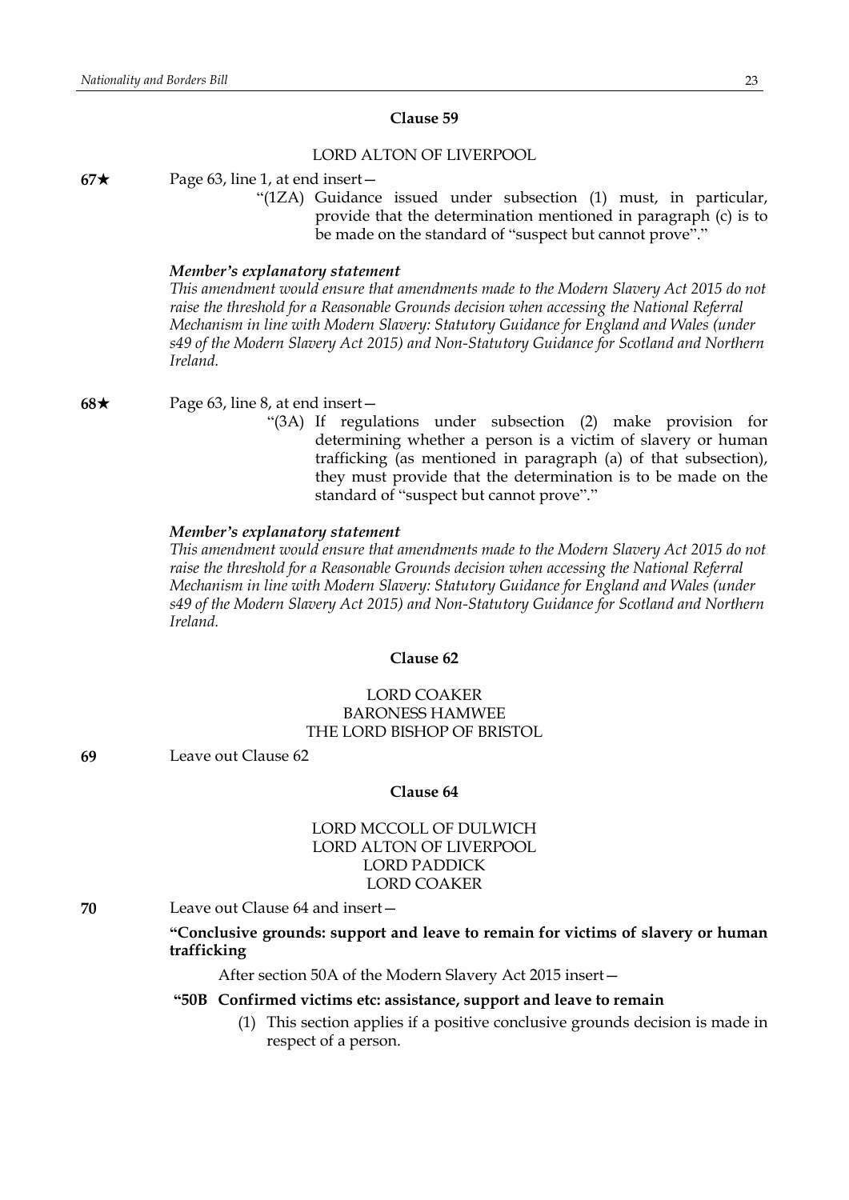### Clause 59

LORD ALTON OF LIVERPOOL

**67★** Page 63, line 1, at end insert—

"(1ZA) Guidance issued under subsection (1) must, in particular, provide that the determination mentioned in paragraph (c) is to be made on the standard of "suspect but cannot prove"."

***Member's explanatory statement***

*This amendment would ensure that amendments made to the Modern Slavery Act 2015 do not raise the threshold for a Reasonable Grounds decision when accessing the National Referral Mechanism in line with Modern Slavery: Statutory Guidance for England and Wales (under s49 of the Modern Slavery Act 2015) and Non-Statutory Guidance for Scotland and Northern Ireland.*

**68★** Page 63, line 8, at end insert—

"(3A) If regulations under subsection (2) make provision for determining whether a person is a victim of slavery or human trafficking (as mentioned in paragraph (a) of that subsection), they must provide that the determination is to be made on the standard of "suspect but cannot prove"."

***Member's explanatory statement***

*This amendment would ensure that amendments made to the Modern Slavery Act 2015 do not raise the threshold for a Reasonable Grounds decision when accessing the National Referral Mechanism in line with Modern Slavery: Statutory Guidance for England and Wales (under s49 of the Modern Slavery Act 2015) and Non-Statutory Guidance for Scotland and Northern Ireland.*

### Clause 62

LORD COAKER
BARONESS HAMWEE
THE LORD BISHOP OF BRISTOL

**69** Leave out Clause 62

### Clause 64

LORD MCCOLL OF DULWICH
LORD ALTON OF LIVERPOOL
LORD PADDICK
LORD COAKER

**70** Leave out Clause 64 and insert—

**"Conclusive grounds: support and leave to remain for victims of slavery or human trafficking**

After section 50A of the Modern Slavery Act 2015 insert—

**"50B Confirmed victims etc: assistance, support and leave to remain**

(1) This section applies if a positive conclusive grounds decision is made in respect of a person.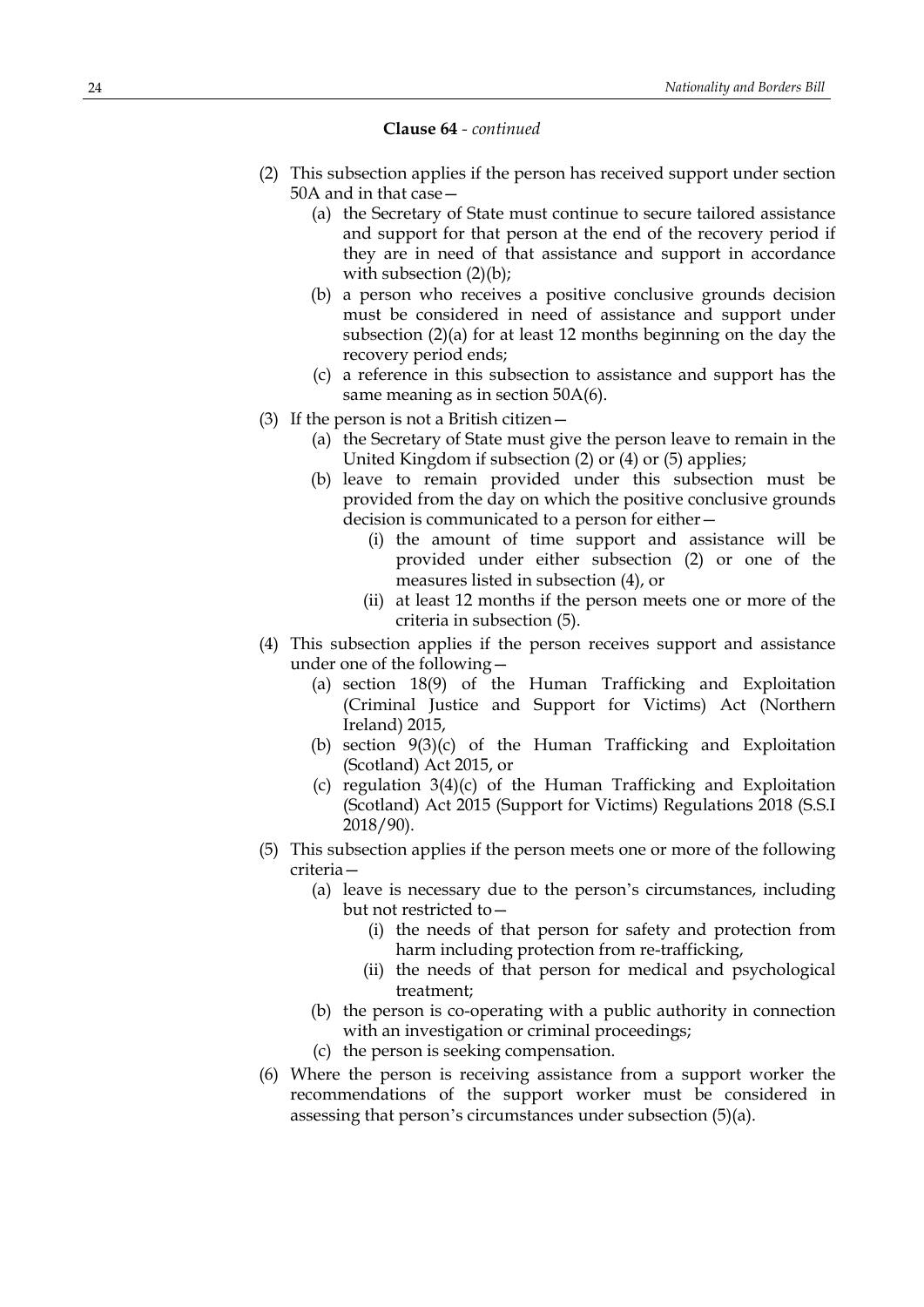**Clause 64** - *continued*

(2) This subsection applies if the person has received support under section 50A and in that case—

  (a) the Secretary of State must continue to secure tailored assistance and support for that person at the end of the recovery period if they are in need of that assistance and support in accordance with subsection (2)(b);

  (b) a person who receives a positive conclusive grounds decision must be considered in need of assistance and support under subsection (2)(a) for at least 12 months beginning on the day the recovery period ends;

  (c) a reference in this subsection to assistance and support has the same meaning as in section 50A(6).

(3) If the person is not a British citizen—

  (a) the Secretary of State must give the person leave to remain in the United Kingdom if subsection (2) or (4) or (5) applies;

  (b) leave to remain provided under this subsection must be provided from the day on which the positive conclusive grounds decision is communicated to a person for either—

    (i) the amount of time support and assistance will be provided under either subsection (2) or one of the measures listed in subsection (4), or

    (ii) at least 12 months if the person meets one or more of the criteria in subsection (5).

(4) This subsection applies if the person receives support and assistance under one of the following—

  (a) section 18(9) of the Human Trafficking and Exploitation (Criminal Justice and Support for Victims) Act (Northern Ireland) 2015,

  (b) section 9(3)(c) of the Human Trafficking and Exploitation (Scotland) Act 2015, or

  (c) regulation 3(4)(c) of the Human Trafficking and Exploitation (Scotland) Act 2015 (Support for Victims) Regulations 2018 (S.S.I 2018/90).

(5) This subsection applies if the person meets one or more of the following criteria—

  (a) leave is necessary due to the person's circumstances, including but not restricted to—

    (i) the needs of that person for safety and protection from harm including protection from re-trafficking,

    (ii) the needs of that person for medical and psychological treatment;

  (b) the person is co-operating with a public authority in connection with an investigation or criminal proceedings;

  (c) the person is seeking compensation.

(6) Where the person is receiving assistance from a support worker the recommendations of the support worker must be considered in assessing that person's circumstances under subsection (5)(a).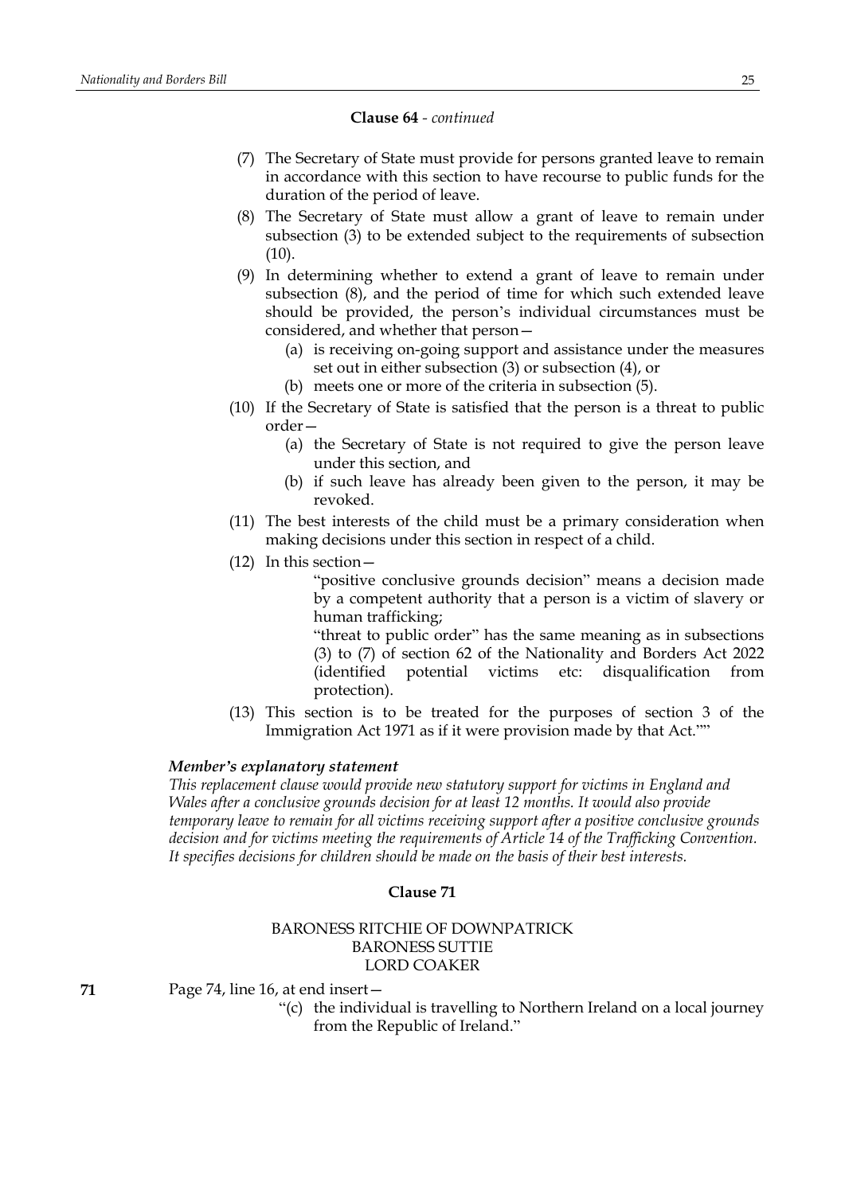**Clause 64** - *continued*

(7) The Secretary of State must provide for persons granted leave to remain in accordance with this section to have recourse to public funds for the duration of the period of leave.

(8) The Secretary of State must allow a grant of leave to remain under subsection (3) to be extended subject to the requirements of subsection (10).

(9) In determining whether to extend a grant of leave to remain under subsection (8), and the period of time for which such extended leave should be provided, the person's individual circumstances must be considered, and whether that person—

(a) is receiving on-going support and assistance under the measures set out in either subsection (3) or subsection (4), or

(b) meets one or more of the criteria in subsection (5).

(10) If the Secretary of State is satisfied that the person is a threat to public order—

(a) the Secretary of State is not required to give the person leave under this section, and

(b) if such leave has already been given to the person, it may be revoked.

(11) The best interests of the child must be a primary consideration when making decisions under this section in respect of a child.

(12) In this section—

"positive conclusive grounds decision" means a decision made by a competent authority that a person is a victim of slavery or human trafficking;

"threat to public order" has the same meaning as in subsections (3) to (7) of section 62 of the Nationality and Borders Act 2022 (identified potential victims etc: disqualification from protection).

(13) This section is to be treated for the purposes of section 3 of the Immigration Act 1971 as if it were provision made by that Act.""

***Member's explanatory statement***

*This replacement clause would provide new statutory support for victims in England and Wales after a conclusive grounds decision for at least 12 months. It would also provide temporary leave to remain for all victims receiving support after a positive conclusive grounds decision and for victims meeting the requirements of Article 14 of the Trafficking Convention. It specifies decisions for children should be made on the basis of their best interests.*

**Clause 71**

BARONESS RITCHIE OF DOWNPATRICK
BARONESS SUTTIE
LORD COAKER

**71** Page 74, line 16, at end insert—

"(c) the individual is travelling to Northern Ireland on a local journey from the Republic of Ireland."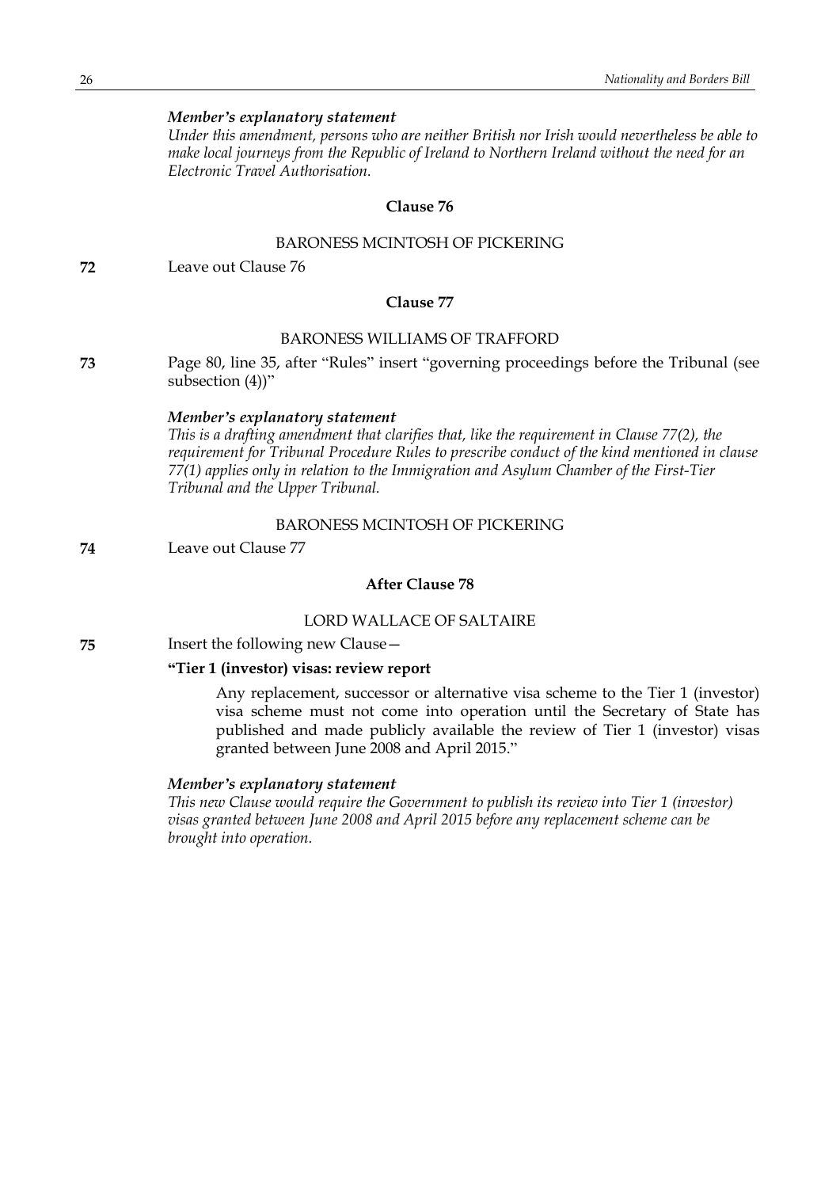*Member's explanatory statement*

*Under this amendment, persons who are neither British nor Irish would nevertheless be able to make local journeys from the Republic of Ireland to Northern Ireland without the need for an Electronic Travel Authorisation.*

**Clause 76**

BARONESS MCINTOSH OF PICKERING

**72** Leave out Clause 76

**Clause 77**

BARONESS WILLIAMS OF TRAFFORD

**73** Page 80, line 35, after "Rules" insert "governing proceedings before the Tribunal (see subsection (4))"

*Member's explanatory statement*

*This is a drafting amendment that clarifies that, like the requirement in Clause 77(2), the requirement for Tribunal Procedure Rules to prescribe conduct of the kind mentioned in clause 77(1) applies only in relation to the Immigration and Asylum Chamber of the First-Tier Tribunal and the Upper Tribunal.*

BARONESS MCINTOSH OF PICKERING

**74** Leave out Clause 77

**After Clause 78**

LORD WALLACE OF SALTAIRE

**75** Insert the following new Clause—

**"Tier 1 (investor) visas: review report**

Any replacement, successor or alternative visa scheme to the Tier 1 (investor) visa scheme must not come into operation until the Secretary of State has published and made publicly available the review of Tier 1 (investor) visas granted between June 2008 and April 2015."

*Member's explanatory statement*

*This new Clause would require the Government to publish its review into Tier 1 (investor) visas granted between June 2008 and April 2015 before any replacement scheme can be brought into operation.*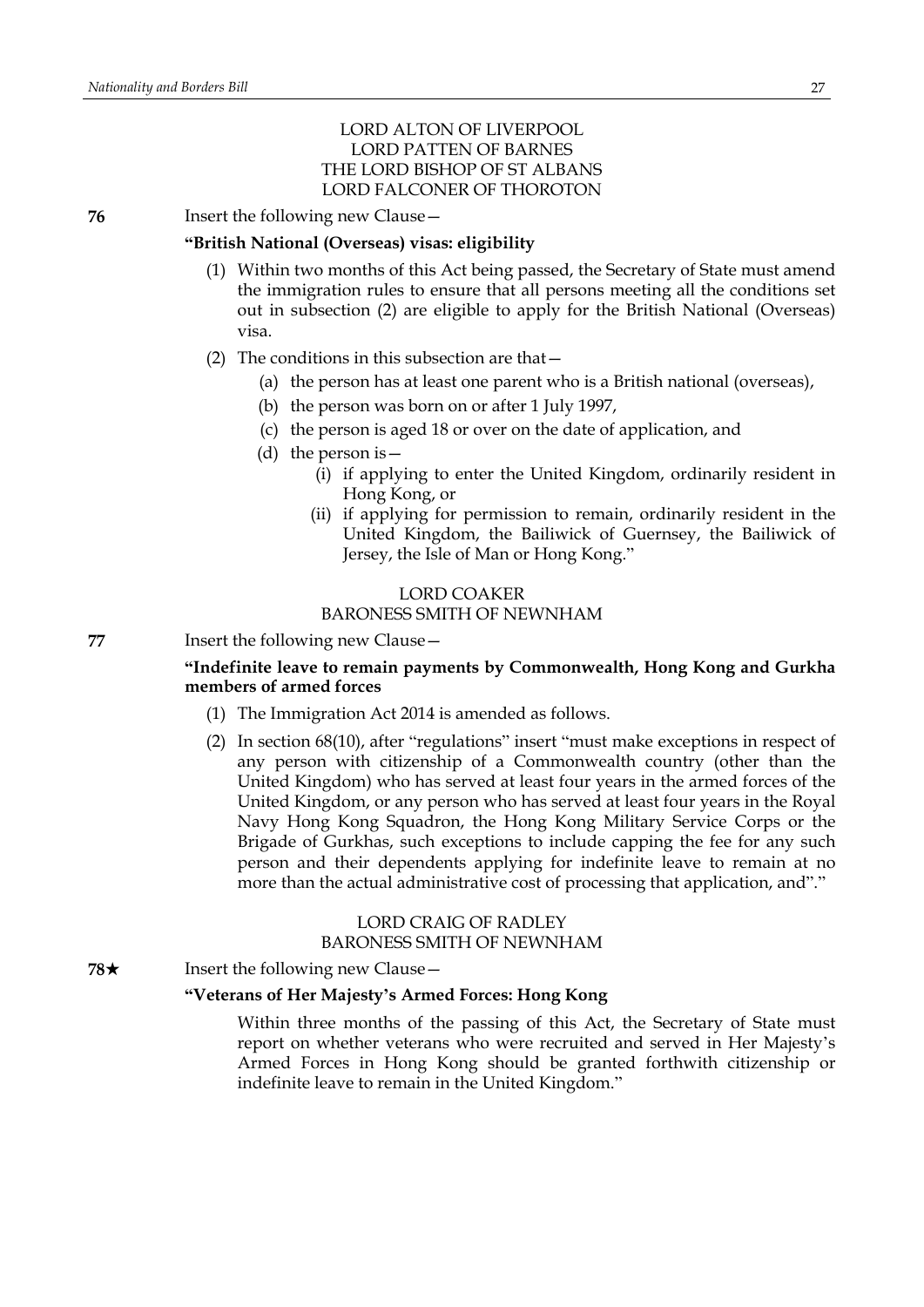LORD ALTON OF LIVERPOOL
LORD PATTEN OF BARNES
THE LORD BISHOP OF ST ALBANS
LORD FALCONER OF THOROTON

**76** Insert the following new Clause—

**"British National (Overseas) visas: eligibility**

(1) Within two months of this Act being passed, the Secretary of State must amend the immigration rules to ensure that all persons meeting all the conditions set out in subsection (2) are eligible to apply for the British National (Overseas) visa.

(2) The conditions in this subsection are that—

(a) the person has at least one parent who is a British national (overseas),

(b) the person was born on or after 1 July 1997,

(c) the person is aged 18 or over on the date of application, and

(d) the person is—

(i) if applying to enter the United Kingdom, ordinarily resident in Hong Kong, or

(ii) if applying for permission to remain, ordinarily resident in the United Kingdom, the Bailiwick of Guernsey, the Bailiwick of Jersey, the Isle of Man or Hong Kong."

LORD COAKER
BARONESS SMITH OF NEWNHAM

**77** Insert the following new Clause—

**"Indefinite leave to remain payments by Commonwealth, Hong Kong and Gurkha members of armed forces**

(1) The Immigration Act 2014 is amended as follows.

(2) In section 68(10), after "regulations" insert "must make exceptions in respect of any person with citizenship of a Commonwealth country (other than the United Kingdom) who has served at least four years in the armed forces of the United Kingdom, or any person who has served at least four years in the Royal Navy Hong Kong Squadron, the Hong Kong Military Service Corps or the Brigade of Gurkhas, such exceptions to include capping the fee for any such person and their dependents applying for indefinite leave to remain at no more than the actual administrative cost of processing that application, and"."

LORD CRAIG OF RADLEY
BARONESS SMITH OF NEWNHAM

**78★** Insert the following new Clause—

**"Veterans of Her Majesty's Armed Forces: Hong Kong**

Within three months of the passing of this Act, the Secretary of State must report on whether veterans who were recruited and served in Her Majesty's Armed Forces in Hong Kong should be granted forthwith citizenship or indefinite leave to remain in the United Kingdom."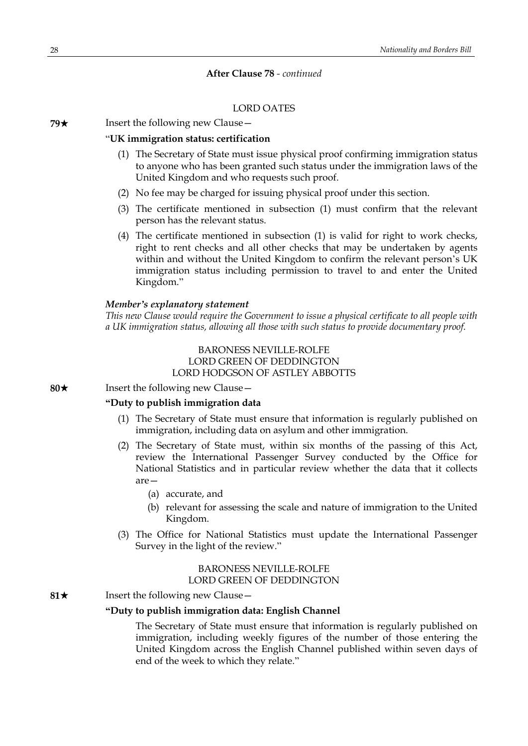**After Clause 78** - *continued*

LORD OATES

**79★** Insert the following new Clause—

"**UK immigration status: certification**

(1) The Secretary of State must issue physical proof confirming immigration status to anyone who has been granted such status under the immigration laws of the United Kingdom and who requests such proof.

(2) No fee may be charged for issuing physical proof under this section.

(3) The certificate mentioned in subsection (1) must confirm that the relevant person has the relevant status.

(4) The certificate mentioned in subsection (1) is valid for right to work checks, right to rent checks and all other checks that may be undertaken by agents within and without the United Kingdom to confirm the relevant person's UK immigration status including permission to travel to and enter the United Kingdom."

***Member's explanatory statement***

*This new Clause would require the Government to issue a physical certificate to all people with a UK immigration status, allowing all those with such status to provide documentary proof.*

BARONESS NEVILLE-ROLFE
LORD GREEN OF DEDDINGTON
LORD HODGSON OF ASTLEY ABBOTTS

**80★** Insert the following new Clause—

**"Duty to publish immigration data**

(1) The Secretary of State must ensure that information is regularly published on immigration, including data on asylum and other immigration.

(2) The Secretary of State must, within six months of the passing of this Act, review the International Passenger Survey conducted by the Office for National Statistics and in particular review whether the data that it collects are—

(a) accurate, and

(b) relevant for assessing the scale and nature of immigration to the United Kingdom.

(3) The Office for National Statistics must update the International Passenger Survey in the light of the review."

BARONESS NEVILLE-ROLFE
LORD GREEN OF DEDDINGTON

**81★** Insert the following new Clause—

**"Duty to publish immigration data: English Channel**

The Secretary of State must ensure that information is regularly published on immigration, including weekly figures of the number of those entering the United Kingdom across the English Channel published within seven days of end of the week to which they relate."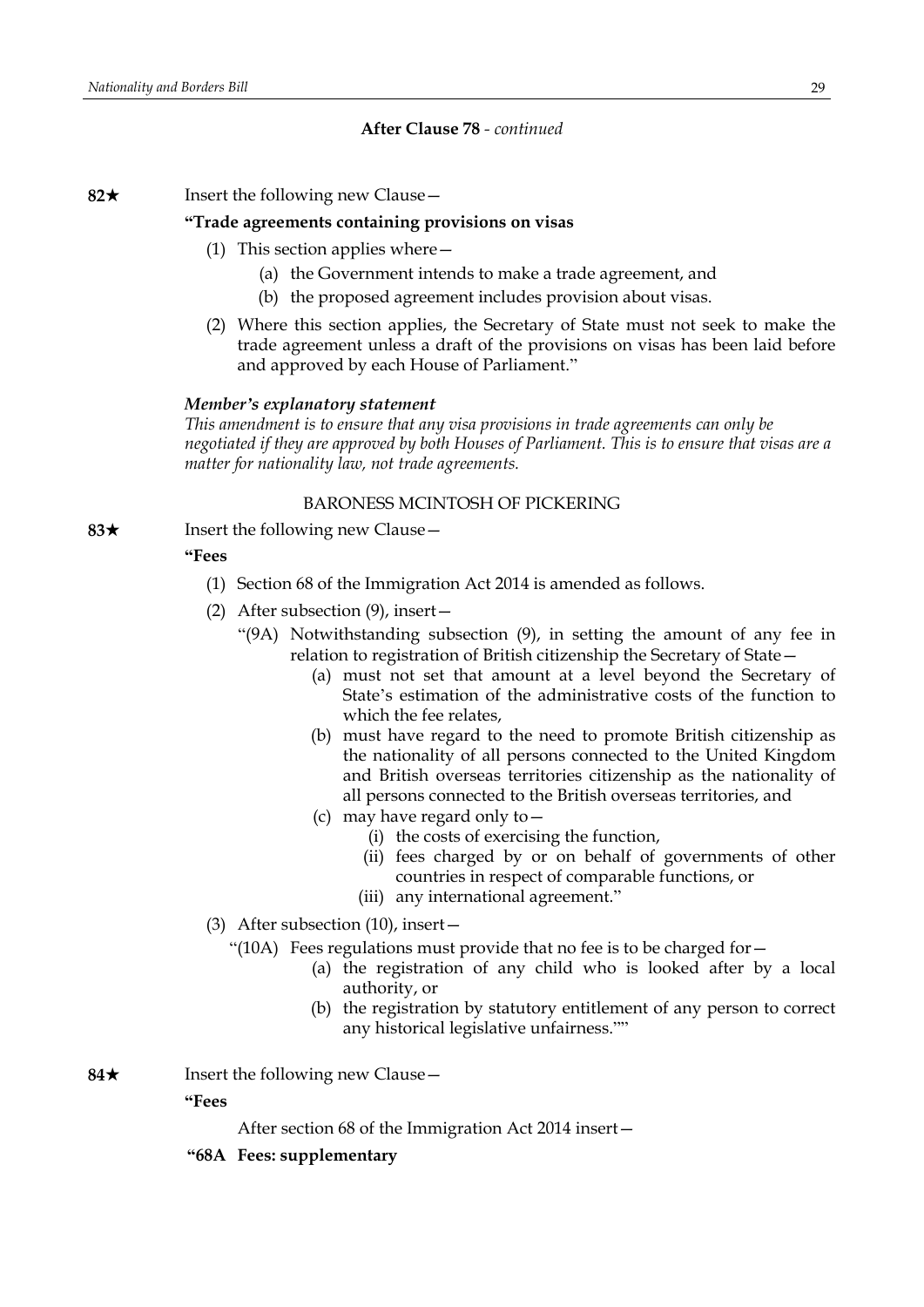**After Clause 78** - *continued*

**82★** Insert the following new Clause—

**"Trade agreements containing provisions on visas**

(1) This section applies where—

(a) the Government intends to make a trade agreement, and

(b) the proposed agreement includes provision about visas.

(2) Where this section applies, the Secretary of State must not seek to make the trade agreement unless a draft of the provisions on visas has been laid before and approved by each House of Parliament."

***Member's explanatory statement***

*This amendment is to ensure that any visa provisions in trade agreements can only be negotiated if they are approved by both Houses of Parliament. This is to ensure that visas are a matter for nationality law, not trade agreements.*

BARONESS MCINTOSH OF PICKERING

**83★** Insert the following new Clause—

**"Fees**

(1) Section 68 of the Immigration Act 2014 is amended as follows.

(2) After subsection (9), insert—

"(9A) Notwithstanding subsection (9), in setting the amount of any fee in relation to registration of British citizenship the Secretary of State—

(a) must not set that amount at a level beyond the Secretary of State's estimation of the administrative costs of the function to which the fee relates,

(b) must have regard to the need to promote British citizenship as the nationality of all persons connected to the United Kingdom and British overseas territories citizenship as the nationality of all persons connected to the British overseas territories, and

(c) may have regard only to—

(i) the costs of exercising the function,

(ii) fees charged by or on behalf of governments of other countries in respect of comparable functions, or

(iii) any international agreement."

(3) After subsection (10), insert—

"(10A) Fees regulations must provide that no fee is to be charged for—

(a) the registration of any child who is looked after by a local authority, or

(b) the registration by statutory entitlement of any person to correct any historical legislative unfairness.""

**84★** Insert the following new Clause—

**"Fees**

After section 68 of the Immigration Act 2014 insert—

**"68A Fees: supplementary**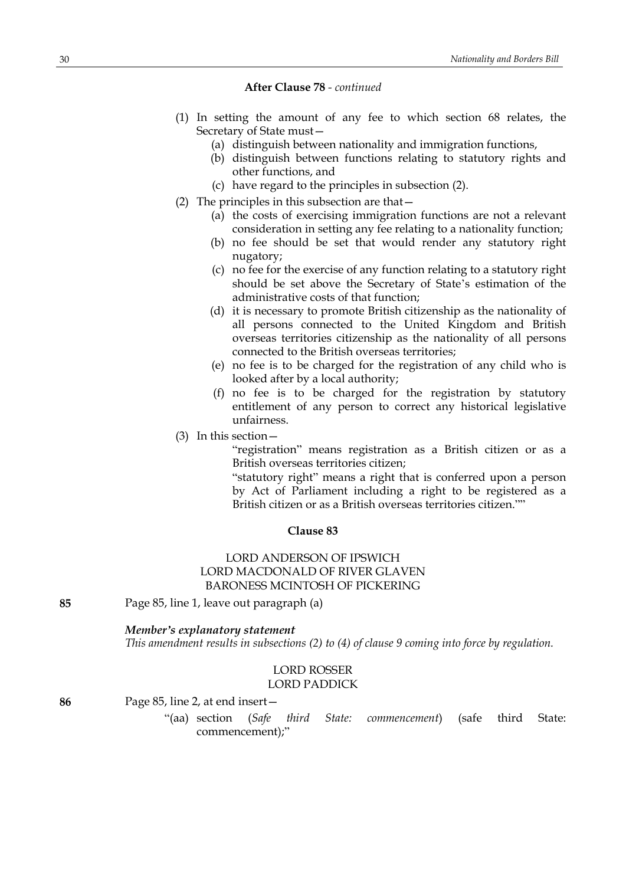**After Clause 78** - *continued*

(1) In setting the amount of any fee to which section 68 relates, the Secretary of State must—

(a) distinguish between nationality and immigration functions,

(b) distinguish between functions relating to statutory rights and other functions, and

(c) have regard to the principles in subsection (2).

(2) The principles in this subsection are that—

(a) the costs of exercising immigration functions are not a relevant consideration in setting any fee relating to a nationality function;

(b) no fee should be set that would render any statutory right nugatory;

(c) no fee for the exercise of any function relating to a statutory right should be set above the Secretary of State's estimation of the administrative costs of that function;

(d) it is necessary to promote British citizenship as the nationality of all persons connected to the United Kingdom and British overseas territories citizenship as the nationality of all persons connected to the British overseas territories;

(e) no fee is to be charged for the registration of any child who is looked after by a local authority;

(f) no fee is to be charged for the registration by statutory entitlement of any person to correct any historical legislative unfairness.

(3) In this section—

"registration" means registration as a British citizen or as a British overseas territories citizen;

"statutory right" means a right that is conferred upon a person by Act of Parliament including a right to be registered as a British citizen or as a British overseas territories citizen.""

**Clause 83**

LORD ANDERSON OF IPSWICH
LORD MACDONALD OF RIVER GLAVEN
BARONESS MCINTOSH OF PICKERING

**85** Page 85, line 1, leave out paragraph (a)

***Member's explanatory statement***
*This amendment results in subsections (2) to (4) of clause 9 coming into force by regulation.*

LORD ROSSER
LORD PADDICK

**86** Page 85, line 2, at end insert—

"(aa) section (*Safe third State: commencement*) (safe third State: commencement);"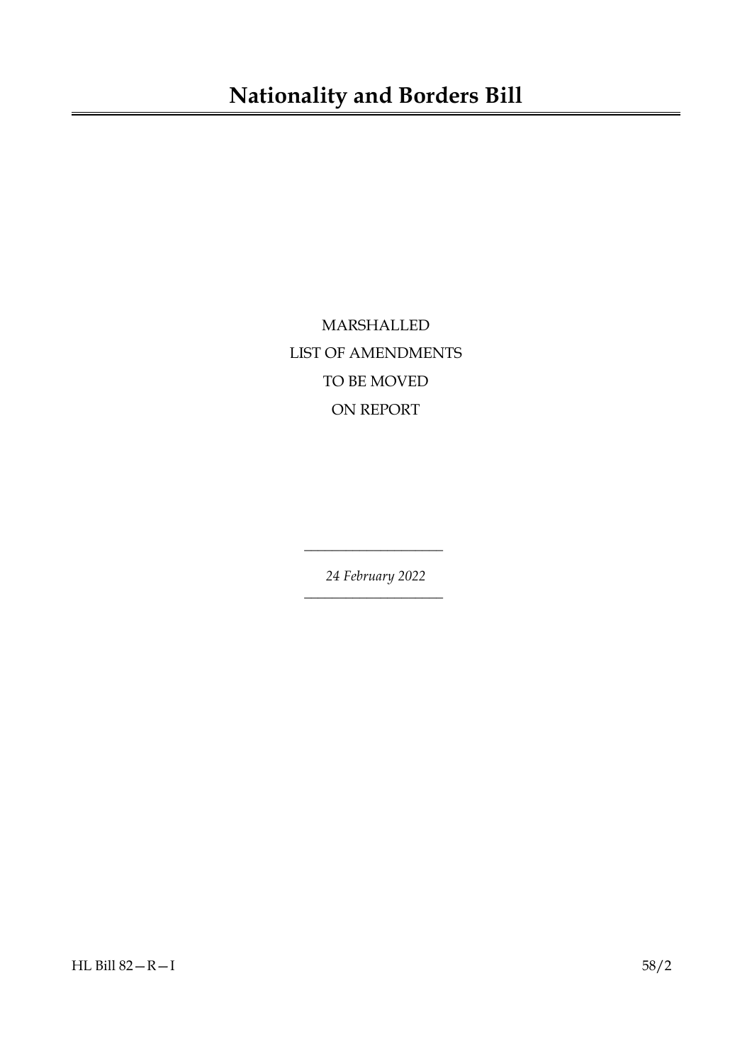# Nationality and Borders Bill

MARSHALLED

LIST OF AMENDMENTS

TO BE MOVED

ON REPORT

---

*24 February 2022*

---

HL Bill 82—R—I 58/2